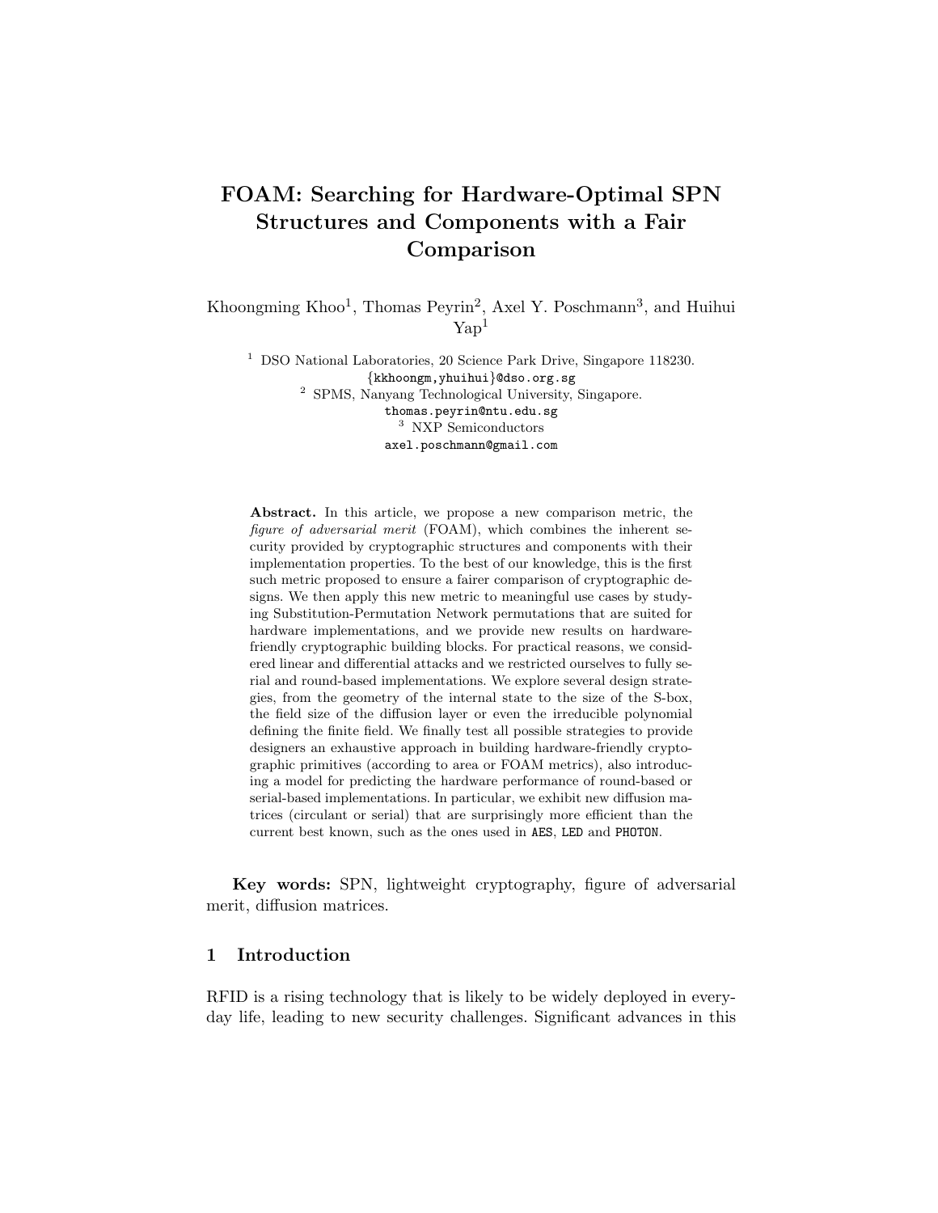# FOAM: Searching for Hardware-Optimal SPN Structures and Components with a Fair Comparison

Khoongming Khoo[1], Thomas Peyrin[2], Axel Y. Poschmann[3], and Huihui Yap[1]

[1] DSO National Laboratories, 20 Science Park Drive, Singapore 118230.
{kkhoongm,yhuihui}@dso.org.sg
[2] SPMS, Nanyang Technological University, Singapore.
thomas.peyrin@ntu.edu.sg
[3] NXP Semiconductors
axel.poschmann@gmail.com

**Abstract.** In this article, we propose a new comparison metric, the *figure of adversarial merit* (FOAM), which combines the inherent security provided by cryptographic structures and components with their implementation properties. To the best of our knowledge, this is the first such metric proposed to ensure a fairer comparison of cryptographic designs. We then apply this new metric to meaningful use cases by studying Substitution-Permutation Network permutations that are suited for hardware implementations, and we provide new results on hardware-friendly cryptographic building blocks. For practical reasons, we considered linear and differential attacks and we restricted ourselves to fully serial and round-based implementations. We explore several design strategies, from the geometry of the internal state to the size of the S-box, the field size of the diffusion layer or even the irreducible polynomial defining the finite field. We finally test all possible strategies to provide designers an exhaustive approach in building hardware-friendly cryptographic primitives (according to area or FOAM metrics), also introducing a model for predicting the hardware performance of round-based or serial-based implementations. In particular, we exhibit new diffusion matrices (circulant or serial) that are surprisingly more efficient than the current best known, such as the ones used in AES, LED and PHOTON.

**Key words:** SPN, lightweight cryptography, figure of adversarial merit, diffusion matrices.

## 1 Introduction

RFID is a rising technology that is likely to be widely deployed in everyday life, leading to new security challenges. Significant advances in this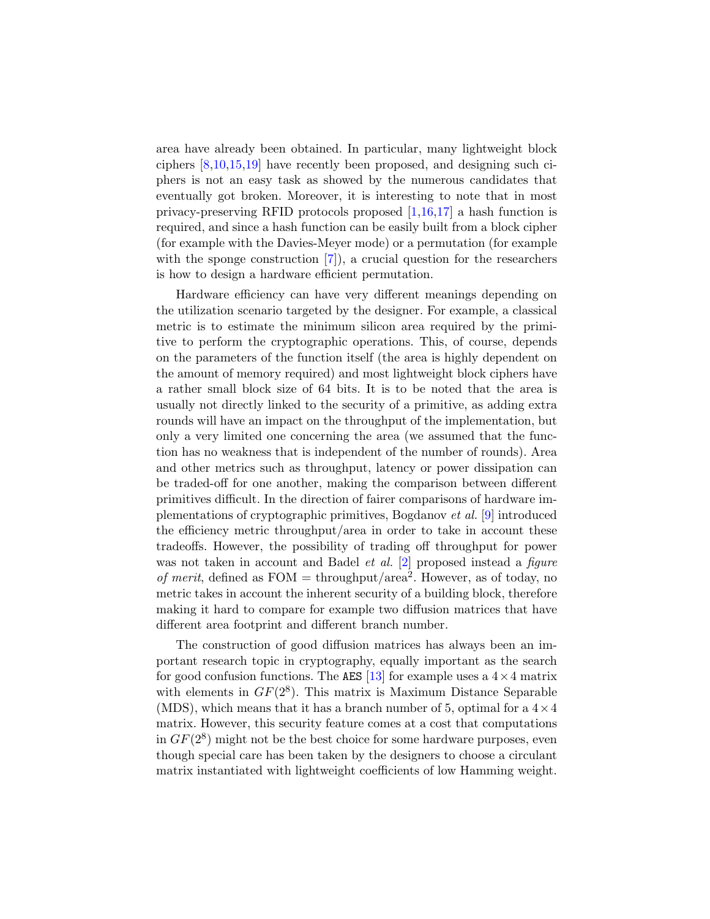area have already been obtained. In particular, many lightweight block ciphers [8,10,15,19] have recently been proposed, and designing such ciphers is not an easy task as showed by the numerous candidates that eventually got broken. Moreover, it is interesting to note that in most privacy-preserving RFID protocols proposed [1,16,17] a hash function is required, and since a hash function can be easily built from a block cipher (for example with the Davies-Meyer mode) or a permutation (for example with the sponge construction [7]), a crucial question for the researchers is how to design a hardware efficient permutation.

Hardware efficiency can have very different meanings depending on the utilization scenario targeted by the designer. For example, a classical metric is to estimate the minimum silicon area required by the primitive to perform the cryptographic operations. This, of course, depends on the parameters of the function itself (the area is highly dependent on the amount of memory required) and most lightweight block ciphers have a rather small block size of 64 bits. It is to be noted that the area is usually not directly linked to the security of a primitive, as adding extra rounds will have an impact on the throughput of the implementation, but only a very limited one concerning the area (we assumed that the function has no weakness that is independent of the number of rounds). Area and other metrics such as throughput, latency or power dissipation can be traded-off for one another, making the comparison between different primitives difficult. In the direction of fairer comparisons of hardware implementations of cryptographic primitives, Bogdanov *et al.* [9] introduced the efficiency metric throughput/area in order to take in account these tradeoffs. However, the possibility of trading off throughput for power was not taken in account and Badel *et al.* [2] proposed instead a *figure of merit*, defined as FOM = throughput/area$^2$. However, as of today, no metric takes in account the inherent security of a building block, therefore making it hard to compare for example two diffusion matrices that have different area footprint and different branch number.

The construction of good diffusion matrices has always been an important research topic in cryptography, equally important as the search for good confusion functions. The `AES` [13] for example uses a $4 \times 4$ matrix with elements in $GF(2^8)$. This matrix is Maximum Distance Separable (MDS), which means that it has a branch number of 5, optimal for a $4 \times 4$ matrix. However, this security feature comes at a cost that computations in $GF(2^8)$ might not be the best choice for some hardware purposes, even though special care has been taken by the designers to choose a circulant matrix instantiated with lightweight coefficients of low Hamming weight.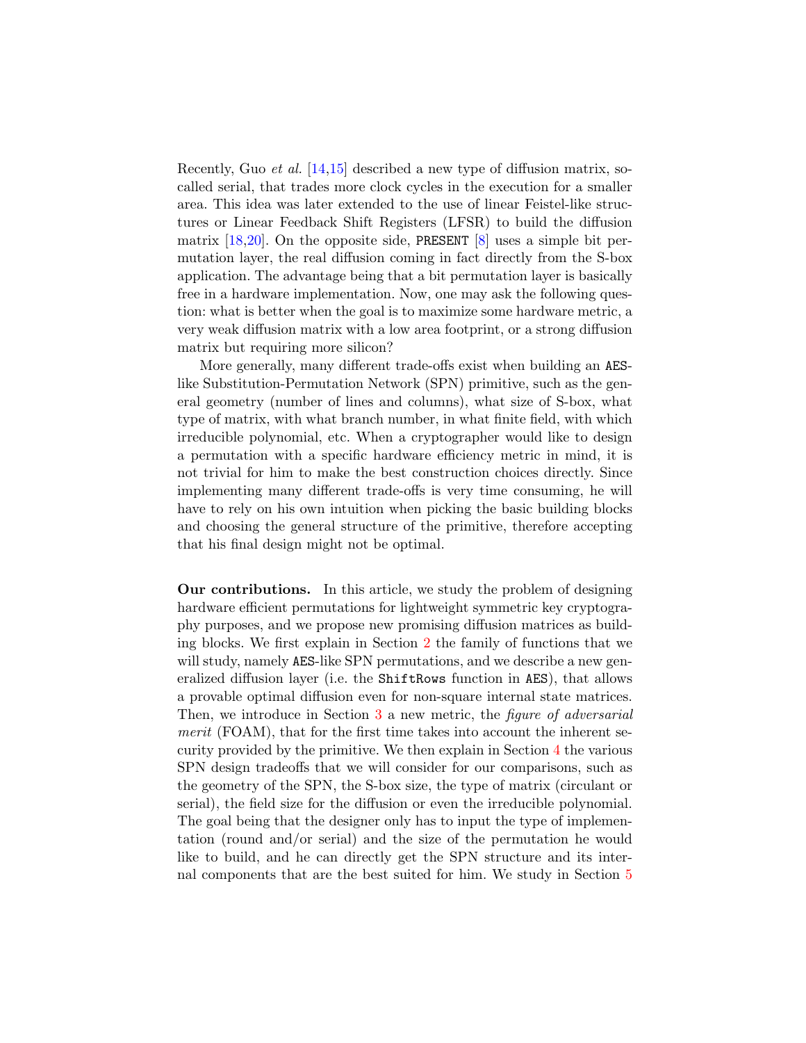Recently, Guo *et al.* [14,15] described a new type of diffusion matrix, so-called serial, that trades more clock cycles in the execution for a smaller area. This idea was later extended to the use of linear Feistel-like structures or Linear Feedback Shift Registers (LFSR) to build the diffusion matrix [18,20]. On the opposite side, PRESENT [8] uses a simple bit permutation layer, the real diffusion coming in fact directly from the S-box application. The advantage being that a bit permutation layer is basically free in a hardware implementation. Now, one may ask the following question: what is better when the goal is to maximize some hardware metric, a very weak diffusion matrix with a low area footprint, or a strong diffusion matrix but requiring more silicon?

More generally, many different trade-offs exist when building an AES-like Substitution-Permutation Network (SPN) primitive, such as the general geometry (number of lines and columns), what size of S-box, what type of matrix, with what branch number, in what finite field, with which irreducible polynomial, etc. When a cryptographer would like to design a permutation with a specific hardware efficiency metric in mind, it is not trivial for him to make the best construction choices directly. Since implementing many different trade-offs is very time consuming, he will have to rely on his own intuition when picking the basic building blocks and choosing the general structure of the primitive, therefore accepting that his final design might not be optimal.

**Our contributions.** In this article, we study the problem of designing hardware efficient permutations for lightweight symmetric key cryptography purposes, and we propose new promising diffusion matrices as building blocks. We first explain in Section 2 the family of functions that we will study, namely AES-like SPN permutations, and we describe a new generalized diffusion layer (i.e. the ShiftRows function in AES), that allows a provable optimal diffusion even for non-square internal state matrices. Then, we introduce in Section 3 a new metric, the *figure of adversarial merit* (FOAM), that for the first time takes into account the inherent security provided by the primitive. We then explain in Section 4 the various SPN design tradeoffs that we will consider for our comparisons, such as the geometry of the SPN, the S-box size, the type of matrix (circulant or serial), the field size for the diffusion or even the irreducible polynomial. The goal being that the designer only has to input the type of implementation (round and/or serial) and the size of the permutation he would like to build, and he can directly get the SPN structure and its internal components that are the best suited for him. We study in Section 5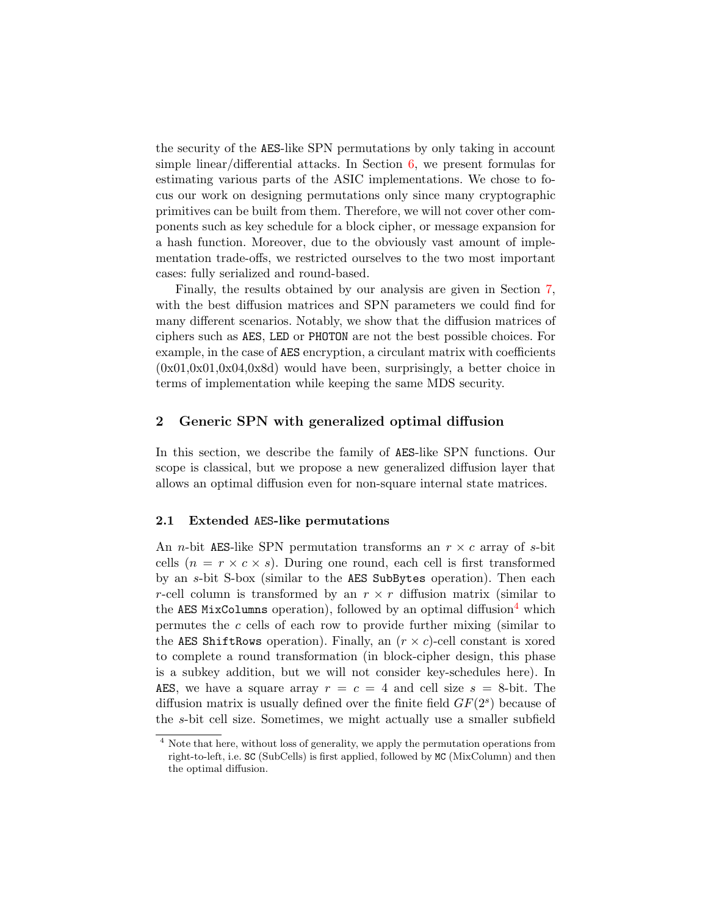the security of the AES-like SPN permutations by only taking in account simple linear/differential attacks. In Section 6, we present formulas for estimating various parts of the ASIC implementations. We chose to focus our work on designing permutations only since many cryptographic primitives can be built from them. Therefore, we will not cover other components such as key schedule for a block cipher, or message expansion for a hash function. Moreover, due to the obviously vast amount of implementation trade-offs, we restricted ourselves to the two most important cases: fully serialized and round-based.

Finally, the results obtained by our analysis are given in Section 7, with the best diffusion matrices and SPN parameters we could find for many different scenarios. Notably, we show that the diffusion matrices of ciphers such as AES, LED or PHOTON are not the best possible choices. For example, in the case of AES encryption, a circulant matrix with coefficients (0x01,0x01,0x04,0x8d) would have been, surprisingly, a better choice in terms of implementation while keeping the same MDS security.

## 2 Generic SPN with generalized optimal diffusion

In this section, we describe the family of AES-like SPN functions. Our scope is classical, but we propose a new generalized diffusion layer that allows an optimal diffusion even for non-square internal state matrices.

### 2.1 Extended AES-like permutations

An $n$-bit AES-like SPN permutation transforms an $r \times c$ array of $s$-bit cells ($n = r \times c \times s$). During one round, each cell is first transformed by an $s$-bit S-box (similar to the AES SubBytes operation). Then each $r$-cell column is transformed by an $r \times r$ diffusion matrix (similar to the AES MixColumns operation), followed by an optimal diffusion[4] which permutes the $c$ cells of each row to provide further mixing (similar to the AES ShiftRows operation). Finally, an $(r \times c)$-cell constant is xored to complete a round transformation (in block-cipher design, this phase is a subkey addition, but we will not consider key-schedules here). In AES, we have a square array $r = c = 4$ and cell size $s = 8$-bit. The diffusion matrix is usually defined over the finite field $GF(2^s)$ because of the $s$-bit cell size. Sometimes, we might actually use a smaller subfield

[4] Note that here, without loss of generality, we apply the permutation operations from right-to-left, i.e. SC (SubCells) is first applied, followed by MC (MixColumn) and then the optimal diffusion.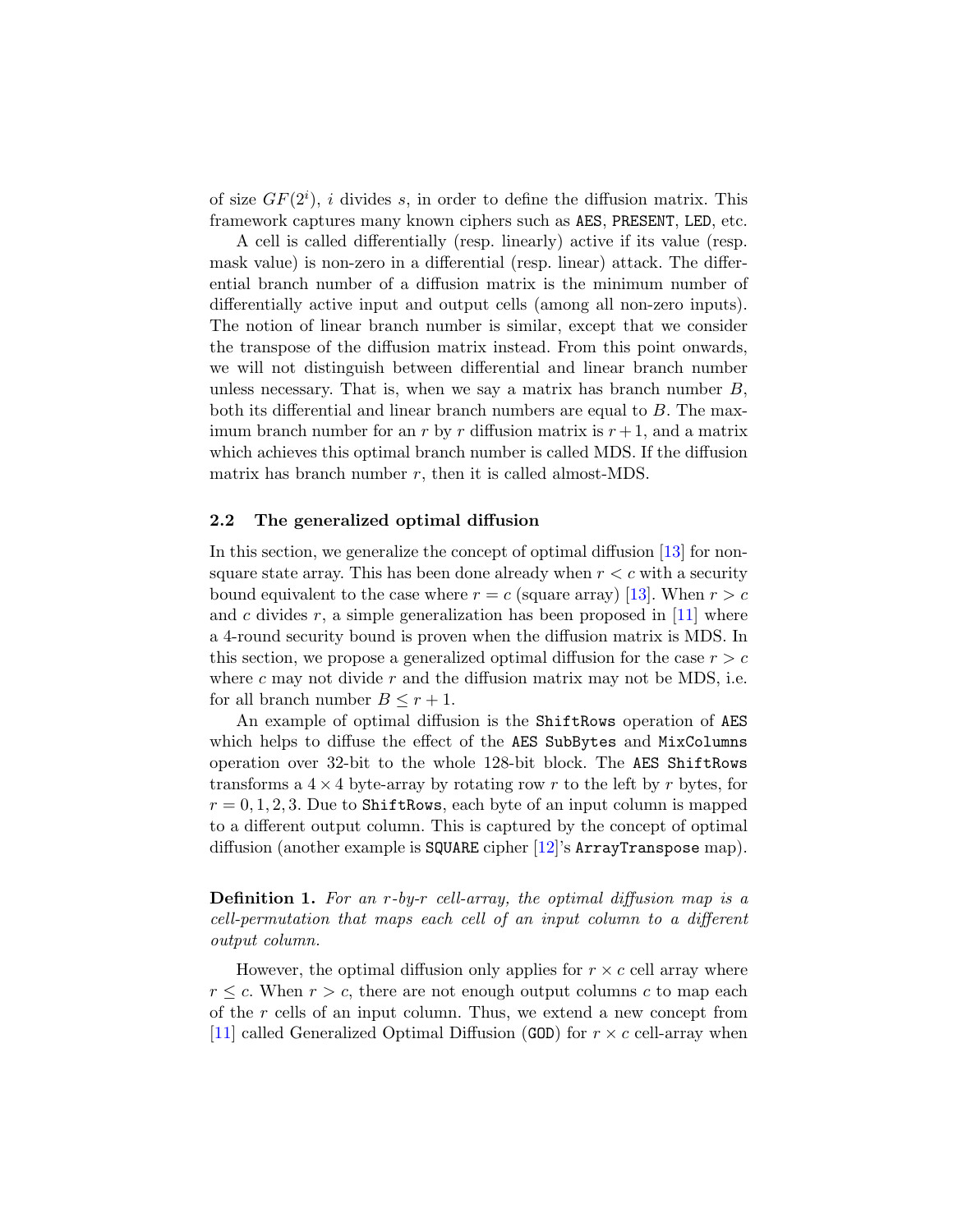of size $GF(2^i)$, $i$ divides $s$, in order to define the diffusion matrix. This framework captures many known ciphers such as AES, PRESENT, LED, etc.

A cell is called differentially (resp. linearly) active if its value (resp. mask value) is non-zero in a differential (resp. linear) attack. The differential branch number of a diffusion matrix is the minimum number of differentially active input and output cells (among all non-zero inputs). The notion of linear branch number is similar, except that we consider the transpose of the diffusion matrix instead. From this point onwards, we will not distinguish between differential and linear branch number unless necessary. That is, when we say a matrix has branch number $B$, both its differential and linear branch numbers are equal to $B$. The maximum branch number for an $r$ by $r$ diffusion matrix is $r+1$, and a matrix which achieves this optimal branch number is called MDS. If the diffusion matrix has branch number $r$, then it is called almost-MDS.

### 2.2 The generalized optimal diffusion

In this section, we generalize the concept of optimal diffusion [13] for non-square state array. This has been done already when $r < c$ with a security bound equivalent to the case where $r = c$ (square array) [13]. When $r > c$ and $c$ divides $r$, a simple generalization has been proposed in [11] where a 4-round security bound is proven when the diffusion matrix is MDS. In this section, we propose a generalized optimal diffusion for the case $r > c$ where $c$ may not divide $r$ and the diffusion matrix may not be MDS, i.e. for all branch number $B \leq r+1$.

An example of optimal diffusion is the ShiftRows operation of AES which helps to diffuse the effect of the AES SubBytes and MixColumns operation over 32-bit to the whole 128-bit block. The AES ShiftRows transforms a $4 \times 4$ byte-array by rotating row $r$ to the left by $r$ bytes, for $r = 0, 1, 2, 3$. Due to ShiftRows, each byte of an input column is mapped to a different output column. This is captured by the concept of optimal diffusion (another example is SQUARE cipher [12]'s ArrayTranspose map).

**Definition 1.** *For an $r$-by-$r$ cell-array, the optimal diffusion map is a cell-permutation that maps each cell of an input column to a different output column.*

However, the optimal diffusion only applies for $r \times c$ cell array where $r \leq c$. When $r > c$, there are not enough output columns $c$ to map each of the $r$ cells of an input column. Thus, we extend a new concept from [11] called Generalized Optimal Diffusion (GOD) for $r \times c$ cell-array when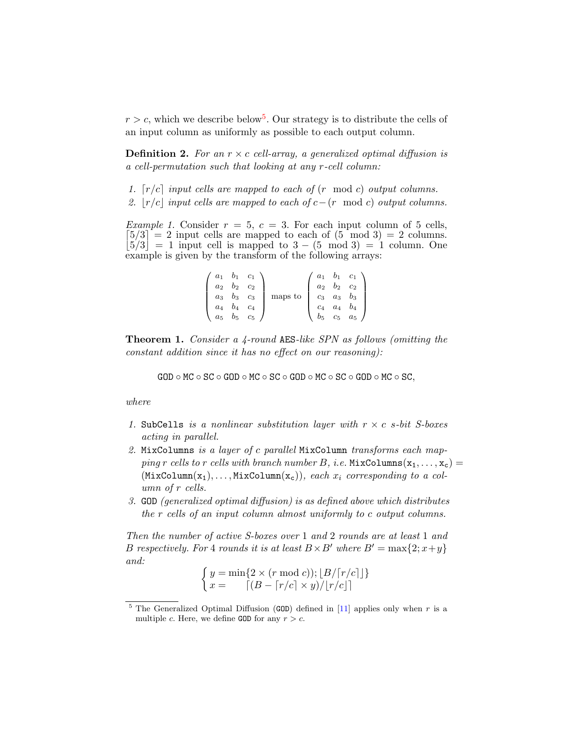$r > c$, which we describe below[5]. Our strategy is to distribute the cells of an input column as uniformly as possible to each output column.

**Definition 2.** *For an $r \times c$ cell-array, a generalized optimal diffusion is a cell-permutation such that looking at any $r$-cell column:*

1. *$\lceil r/c \rceil$ input cells are mapped to each of $(r \mod c)$ output columns.*
2. *$\lfloor r/c \rfloor$ input cells are mapped to each of $c - (r \mod c)$ output columns.*

*Example 1.* Consider $r = 5$, $c = 3$. For each input column of 5 cells, $\lceil 5/3 \rceil = 2$ input cells are mapped to each of $(5 \mod 3) = 2$ columns. $\lfloor 5/3 \rfloor = 1$ input cell is mapped to $3 - (5 \mod 3) = 1$ column. One example is given by the transform of the following arrays:

$$\begin{pmatrix} a_1 & b_1 & c_1 \\ a_2 & b_2 & c_2 \\ a_3 & b_3 & c_3 \\ a_4 & b_4 & c_4 \\ a_5 & b_5 & c_5 \end{pmatrix} \text{ maps to } \begin{pmatrix} a_1 & b_1 & c_1 \\ a_2 & b_2 & c_2 \\ c_3 & a_3 & b_3 \\ c_4 & a_4 & b_4 \\ b_5 & c_5 & a_5 \end{pmatrix}$$

**Theorem 1.** *Consider a 4-round `AES`-like SPN as follows (omitting the constant addition since it has no effect on our reasoning):*

$$\texttt{GOD} \circ \texttt{MC} \circ \texttt{SC} \circ \texttt{GOD} \circ \texttt{MC} \circ \texttt{SC} \circ \texttt{GOD} \circ \texttt{MC} \circ \texttt{SC} \circ \texttt{GOD} \circ \texttt{MC} \circ \texttt{SC},$$

*where*

1. *`SubCells` is a nonlinear substitution layer with $r \times c$ $s$-bit S-boxes acting in parallel.*
2. *`MixColumns` is a layer of $c$ parallel `MixColumn` transforms each mapping $r$ cells to $r$ cells with branch number $B$, i.e. $\texttt{MixColumns}(\texttt{x}_1, \ldots, \texttt{x}_\texttt{c}) = (\texttt{MixColumn}(\texttt{x}_1), \ldots, \texttt{MixColumn}(\texttt{x}_\texttt{c}))$, each $x_i$ corresponding to a column of $r$ cells.*
3. *`GOD` (generalized optimal diffusion) is as defined above which distributes the $r$ cells of an input column almost uniformly to $c$ output columns.*

*Then the number of active S-boxes over 1 and 2 rounds are at least 1 and $B$ respectively. For 4 rounds it is at least $B \times B'$ where $B' = \max\{2; x+y\}$ and:*

$$\begin{cases} y = \min\{2 \times (r \bmod c)); \lfloor B/\lceil r/c \rceil \rfloor\} \\ x = \quad \lceil (B - \lceil r/c \rceil \times y)/\lfloor r/c \rfloor \rceil \end{cases}$$

[5] The Generalized Optimal Diffusion (`GOD`) defined in [11] applies only when $r$ is a multiple $c$. Here, we define `GOD` for any $r > c$.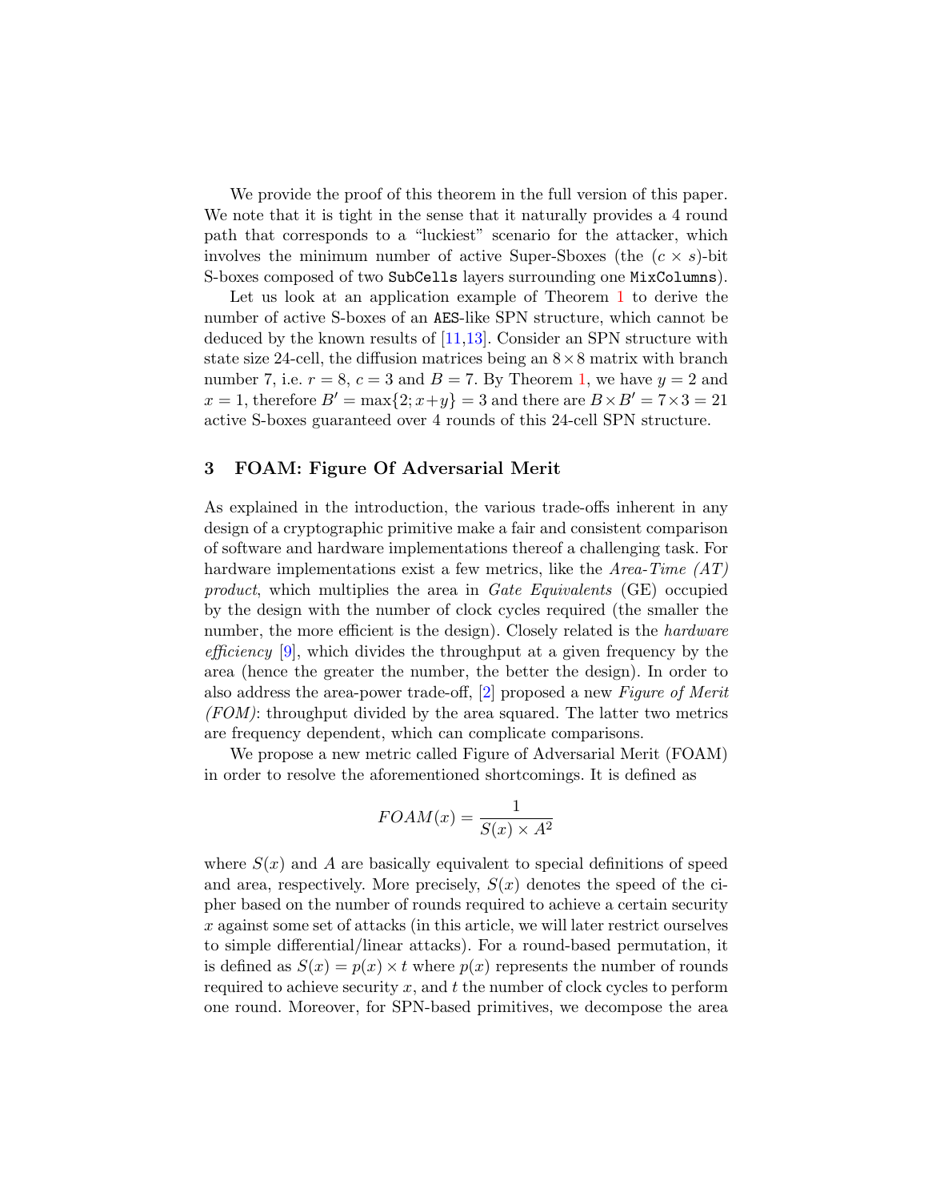We provide the proof of this theorem in the full version of this paper. We note that it is tight in the sense that it naturally provides a 4 round path that corresponds to a "luckiest" scenario for the attacker, which involves the minimum number of active Super-Sboxes (the $(c \times s)$-bit S-boxes composed of two `SubCells` layers surrounding one `MixColumns`).

Let us look at an application example of Theorem 1 to derive the number of active S-boxes of an `AES`-like SPN structure, which cannot be deduced by the known results of [11,13]. Consider an SPN structure with state size 24-cell, the diffusion matrices being an $8 \times 8$ matrix with branch number 7, i.e. $r = 8$, $c = 3$ and $B = 7$. By Theorem 1, we have $y = 2$ and $x = 1$, therefore $B' = \max\{2; x+y\} = 3$ and there are $B \times B' = 7 \times 3 = 21$ active S-boxes guaranteed over 4 rounds of this 24-cell SPN structure.

## 3 FOAM: Figure Of Adversarial Merit

As explained in the introduction, the various trade-offs inherent in any design of a cryptographic primitive make a fair and consistent comparison of software and hardware implementations thereof a challenging task. For hardware implementations exist a few metrics, like the *Area-Time (AT) product*, which multiplies the area in *Gate Equivalents* (GE) occupied by the design with the number of clock cycles required (the smaller the number, the more efficient is the design). Closely related is the *hardware efficiency* [9], which divides the throughput at a given frequency by the area (hence the greater the number, the better the design). In order to also address the area-power trade-off, [2] proposed a new *Figure of Merit (FOM)*: throughput divided by the area squared. The latter two metrics are frequency dependent, which can complicate comparisons.

We propose a new metric called Figure of Adversarial Merit (FOAM) in order to resolve the aforementioned shortcomings. It is defined as

$$FOAM(x) = \frac{1}{S(x) \times A^2}$$

where $S(x)$ and $A$ are basically equivalent to special definitions of speed and area, respectively. More precisely, $S(x)$ denotes the speed of the cipher based on the number of rounds required to achieve a certain security $x$ against some set of attacks (in this article, we will later restrict ourselves to simple differential/linear attacks). For a round-based permutation, it is defined as $S(x) = p(x) \times t$ where $p(x)$ represents the number of rounds required to achieve security $x$, and $t$ the number of clock cycles to perform one round. Moreover, for SPN-based primitives, we decompose the area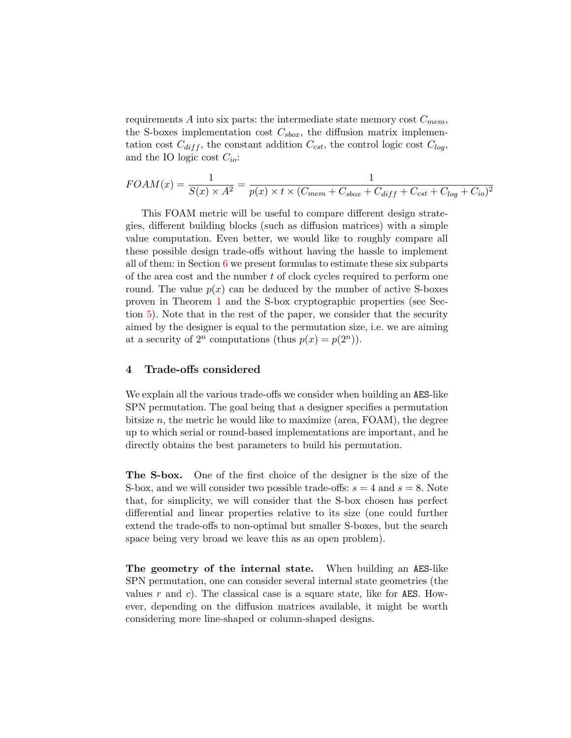requirements $A$ into six parts: the intermediate state memory cost $C_{mem}$, the S-boxes implementation cost $C_{sbox}$, the diffusion matrix implementation cost $C_{diff}$, the constant addition $C_{cst}$, the control logic cost $C_{log}$, and the IO logic cost $C_{io}$:

$$FOAM(x) = \frac{1}{S(x) \times A^2} = \frac{1}{p(x) \times t \times (C_{mem} + C_{sbox} + C_{diff} + C_{cst} + C_{log} + C_{io})^2}$$

This FOAM metric will be useful to compare different design strategies, different building blocks (such as diffusion matrices) with a simple value computation. Even better, we would like to roughly compare all these possible design trade-offs without having the hassle to implement all of them: in Section 6 we present formulas to estimate these six subparts of the area cost and the number $t$ of clock cycles required to perform one round. The value $p(x)$ can be deduced by the number of active S-boxes proven in Theorem 1 and the S-box cryptographic properties (see Section 5). Note that in the rest of the paper, we consider that the security aimed by the designer is equal to the permutation size, i.e. we are aiming at a security of $2^n$ computations (thus $p(x) = p(2^n)$).

## 4 Trade-offs considered

We explain all the various trade-offs we consider when building an AES-like SPN permutation. The goal being that a designer specifies a permutation bitsize $n$, the metric he would like to maximize (area, FOAM), the degree up to which serial or round-based implementations are important, and he directly obtains the best parameters to build his permutation.

**The S-box.** One of the first choice of the designer is the size of the S-box, and we will consider two possible trade-offs: $s = 4$ and $s = 8$. Note that, for simplicity, we will consider that the S-box chosen has perfect differential and linear properties relative to its size (one could further extend the trade-offs to non-optimal but smaller S-boxes, but the search space being very broad we leave this as an open problem).

**The geometry of the internal state.** When building an AES-like SPN permutation, one can consider several internal state geometries (the values $r$ and $c$). The classical case is a square state, like for AES. However, depending on the diffusion matrices available, it might be worth considering more line-shaped or column-shaped designs.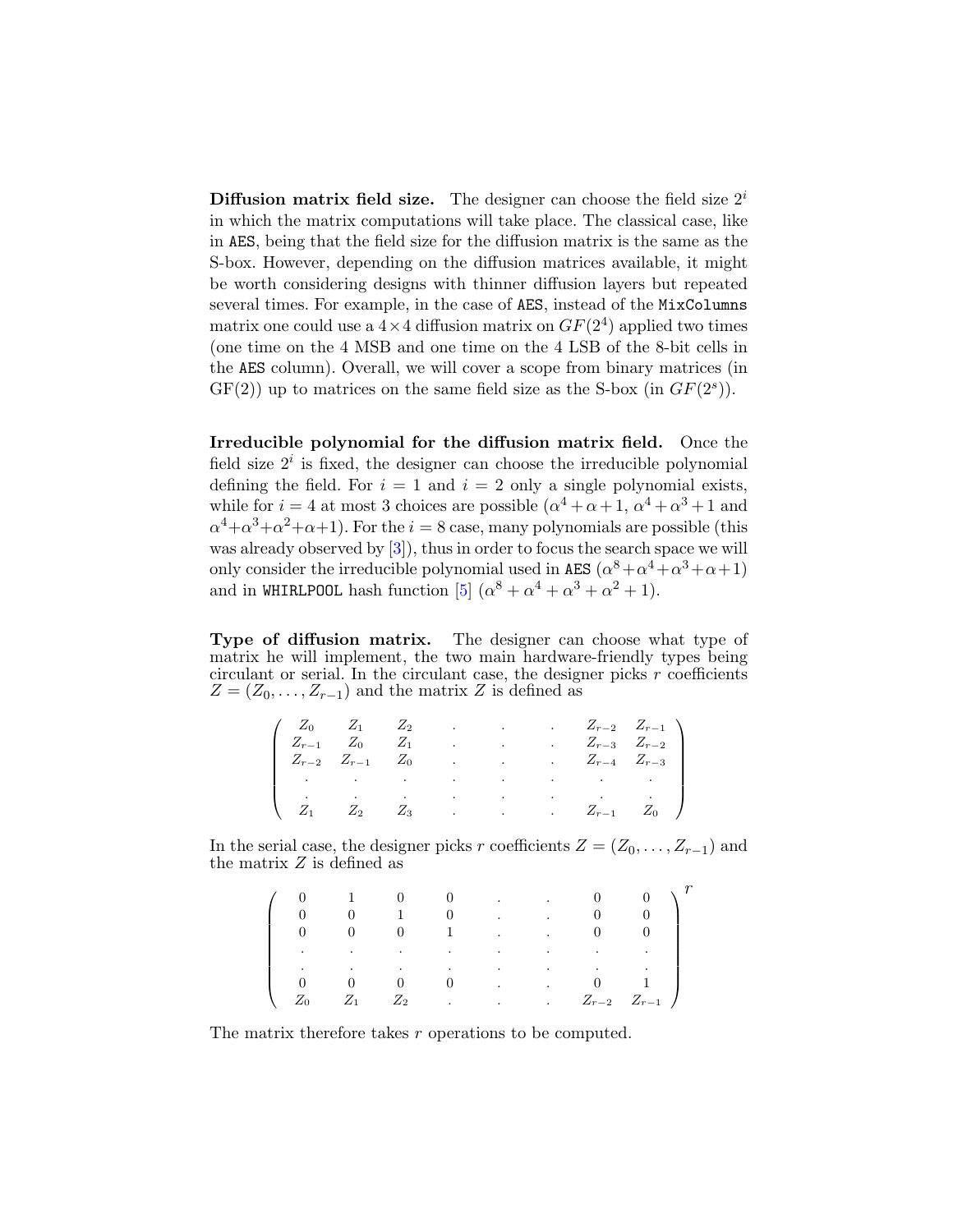**Diffusion matrix field size.** The designer can choose the field size $2^i$ in which the matrix computations will take place. The classical case, like in `AES`, being that the field size for the diffusion matrix is the same as the S-box. However, depending on the diffusion matrices available, it might be worth considering designs with thinner diffusion layers but repeated several times. For example, in the case of `AES`, instead of the `MixColumns` matrix one could use a $4 \times 4$ diffusion matrix on $GF(2^4)$ applied two times (one time on the 4 MSB and one time on the 4 LSB of the 8-bit cells in the `AES` column). Overall, we will cover a scope from binary matrices (in GF(2)) up to matrices on the same field size as the S-box (in $GF(2^s)$).

**Irreducible polynomial for the diffusion matrix field.** Once the field size $2^i$ is fixed, the designer can choose the irreducible polynomial defining the field. For $i = 1$ and $i = 2$ only a single polynomial exists, while for $i = 4$ at most 3 choices are possible ($\alpha^4 + \alpha + 1$, $\alpha^4 + \alpha^3 + 1$ and $\alpha^4 + \alpha^3 + \alpha^2 + \alpha + 1$). For the $i = 8$ case, many polynomials are possible (this was already observed by [3]), thus in order to focus the search space we will only consider the irreducible polynomial used in `AES` ($\alpha^8 + \alpha^4 + \alpha^3 + \alpha + 1$) and in `WHIRLPOOL` hash function [5] ($\alpha^8 + \alpha^4 + \alpha^3 + \alpha^2 + 1$).

**Type of diffusion matrix.** The designer can choose what type of matrix he will implement, the two main hardware-friendly types being circulant or serial. In the circulant case, the designer picks $r$ coefficients $Z = (Z_0, \ldots, Z_{r-1})$ and the matrix $Z$ is defined as

$$\begin{pmatrix}
Z_0 & Z_1 & Z_2 & . & . & . & Z_{r-2} & Z_{r-1} \\
Z_{r-1} & Z_0 & Z_1 & . & . & . & Z_{r-3} & Z_{r-2} \\
Z_{r-2} & Z_{r-1} & Z_0 & . & . & . & Z_{r-4} & Z_{r-3} \\
. & . & . & . & . & . & . & . \\
. & . & . & . & . & . & . & . \\
Z_1 & Z_2 & Z_3 & . & . & . & Z_{r-1} & Z_0
\end{pmatrix}$$

In the serial case, the designer picks $r$ coefficients $Z = (Z_0, \ldots, Z_{r-1})$ and the matrix $Z$ is defined as

$$\begin{pmatrix}
0 & 1 & 0 & 0 & . & . & 0 & 0 \\
0 & 0 & 1 & 0 & . & . & 0 & 0 \\
0 & 0 & 0 & 1 & . & . & 0 & 0 \\
. & . & . & . & . & . & . & . \\
. & . & . & . & . & . & . & . \\
0 & 0 & 0 & 0 & . & . & 0 & 1 \\
Z_0 & Z_1 & Z_2 & . & . & . & Z_{r-2} & Z_{r-1}
\end{pmatrix}^r$$

The matrix therefore takes $r$ operations to be computed.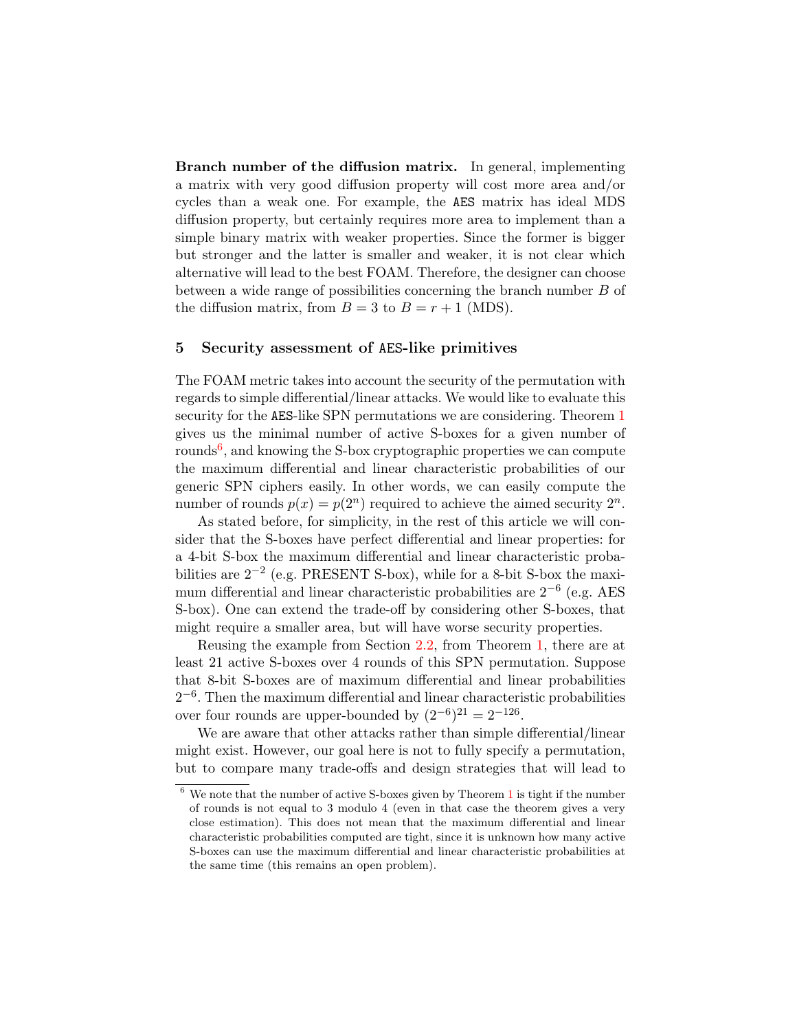**Branch number of the diffusion matrix.** In general, implementing a matrix with very good diffusion property will cost more area and/or cycles than a weak one. For example, the AES matrix has ideal MDS diffusion property, but certainly requires more area to implement than a simple binary matrix with weaker properties. Since the former is bigger but stronger and the latter is smaller and weaker, it is not clear which alternative will lead to the best FOAM. Therefore, the designer can choose between a wide range of possibilities concerning the branch number $B$ of the diffusion matrix, from $B = 3$ to $B = r + 1$ (MDS).

## 5 Security assessment of AES-like primitives

The FOAM metric takes into account the security of the permutation with regards to simple differential/linear attacks. We would like to evaluate this security for the AES-like SPN permutations we are considering. Theorem 1 gives us the minimal number of active S-boxes for a given number of rounds[6], and knowing the S-box cryptographic properties we can compute the maximum differential and linear characteristic probabilities of our generic SPN ciphers easily. In other words, we can easily compute the number of rounds $p(x) = p(2^n)$ required to achieve the aimed security $2^n$.

As stated before, for simplicity, in the rest of this article we will consider that the S-boxes have perfect differential and linear properties: for a 4-bit S-box the maximum differential and linear characteristic probabilities are $2^{-2}$ (e.g. PRESENT S-box), while for a 8-bit S-box the maximum differential and linear characteristic probabilities are $2^{-6}$ (e.g. AES S-box). One can extend the trade-off by considering other S-boxes, that might require a smaller area, but will have worse security properties.

Reusing the example from Section 2.2, from Theorem 1, there are at least 21 active S-boxes over 4 rounds of this SPN permutation. Suppose that 8-bit S-boxes are of maximum differential and linear probabilities $2^{-6}$. Then the maximum differential and linear characteristic probabilities over four rounds are upper-bounded by $(2^{-6})^{21} = 2^{-126}$.

We are aware that other attacks rather than simple differential/linear might exist. However, our goal here is not to fully specify a permutation, but to compare many trade-offs and design strategies that will lead to

[6] We note that the number of active S-boxes given by Theorem 1 is tight if the number of rounds is not equal to 3 modulo 4 (even in that case the theorem gives a very close estimation). This does not mean that the maximum differential and linear characteristic probabilities computed are tight, since it is unknown how many active S-boxes can use the maximum differential and linear characteristic probabilities at the same time (this remains an open problem).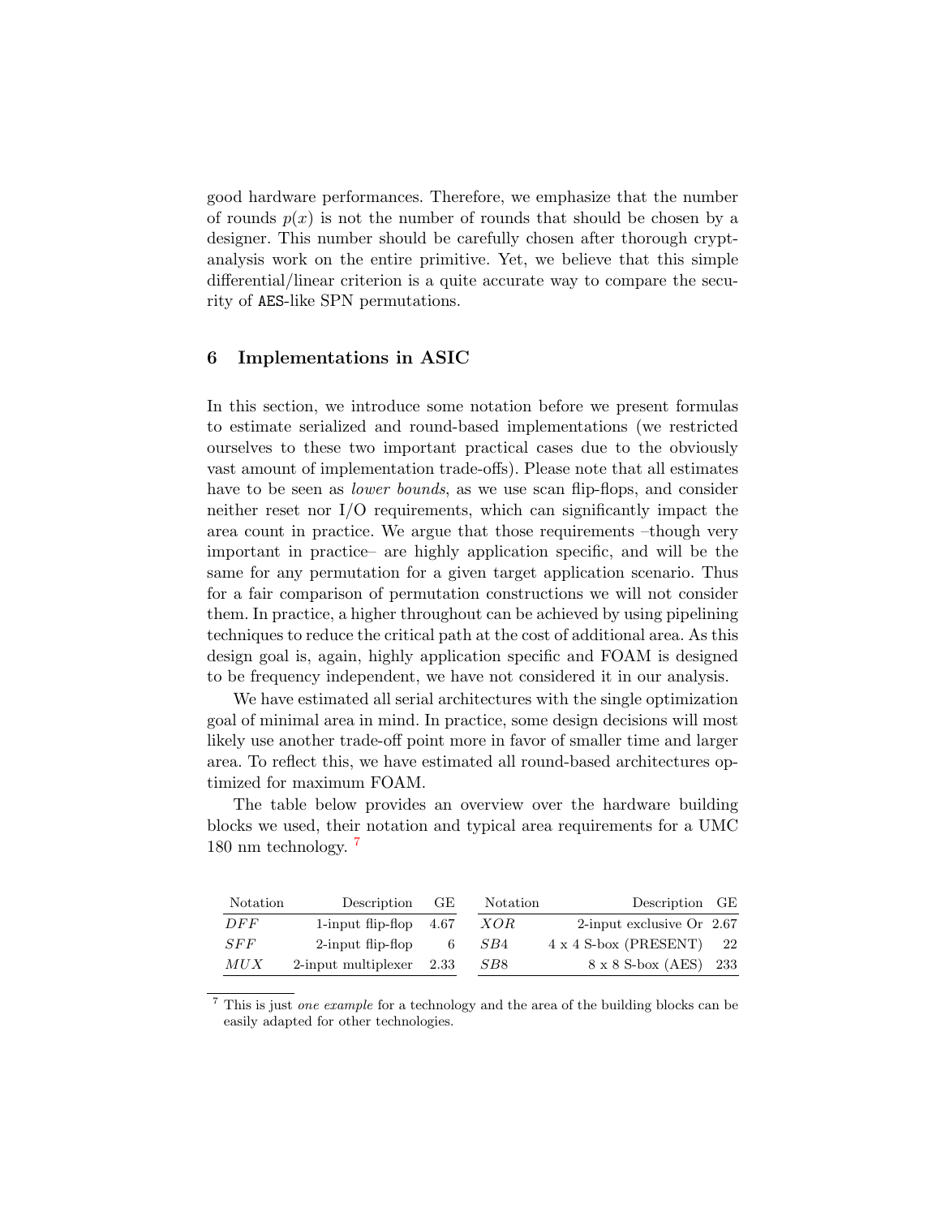good hardware performances. Therefore, we emphasize that the number of rounds $p(x)$ is not the number of rounds that should be chosen by a designer. This number should be carefully chosen after thorough cryptanalysis work on the entire primitive. Yet, we believe that this simple differential/linear criterion is a quite accurate way to compare the security of AES-like SPN permutations.

## 6 Implementations in ASIC

In this section, we introduce some notation before we present formulas to estimate serialized and round-based implementations (we restricted ourselves to these two important practical cases due to the obviously vast amount of implementation trade-offs). Please note that all estimates have to be seen as *lower bounds*, as we use scan flip-flops, and consider neither reset nor I/O requirements, which can significantly impact the area count in practice. We argue that those requirements –though very important in practice– are highly application specific, and will be the same for any permutation for a given target application scenario. Thus for a fair comparison of permutation constructions we will not consider them. In practice, a higher throughout can be achieved by using pipelining techniques to reduce the critical path at the cost of additional area. As this design goal is, again, highly application specific and FOAM is designed to be frequency independent, we have not considered it in our analysis.

We have estimated all serial architectures with the single optimization goal of minimal area in mind. In practice, some design decisions will most likely use another trade-off point more in favor of smaller time and larger area. To reflect this, we have estimated all round-based architectures optimized for maximum FOAM.

The table below provides an overview over the hardware building blocks we used, their notation and typical area requirements for a UMC 180 nm technology. [7]

| Notation | Description | GE | Notation | Description | GE |
|---|---|---|---|---|---|
| $DFF$ | 1-input flip-flop | 4.67 | $XOR$ | 2-input exclusive Or | 2.67 |
| $SFF$ | 2-input flip-flop | 6 | $SB4$ | 4 x 4 S-box (PRESENT) | 22 |
| $MUX$ | 2-input multiplexer | 2.33 | $SB8$ | 8 x 8 S-box (AES) | 233 |

[7] This is just *one example* for a technology and the area of the building blocks can be easily adapted for other technologies.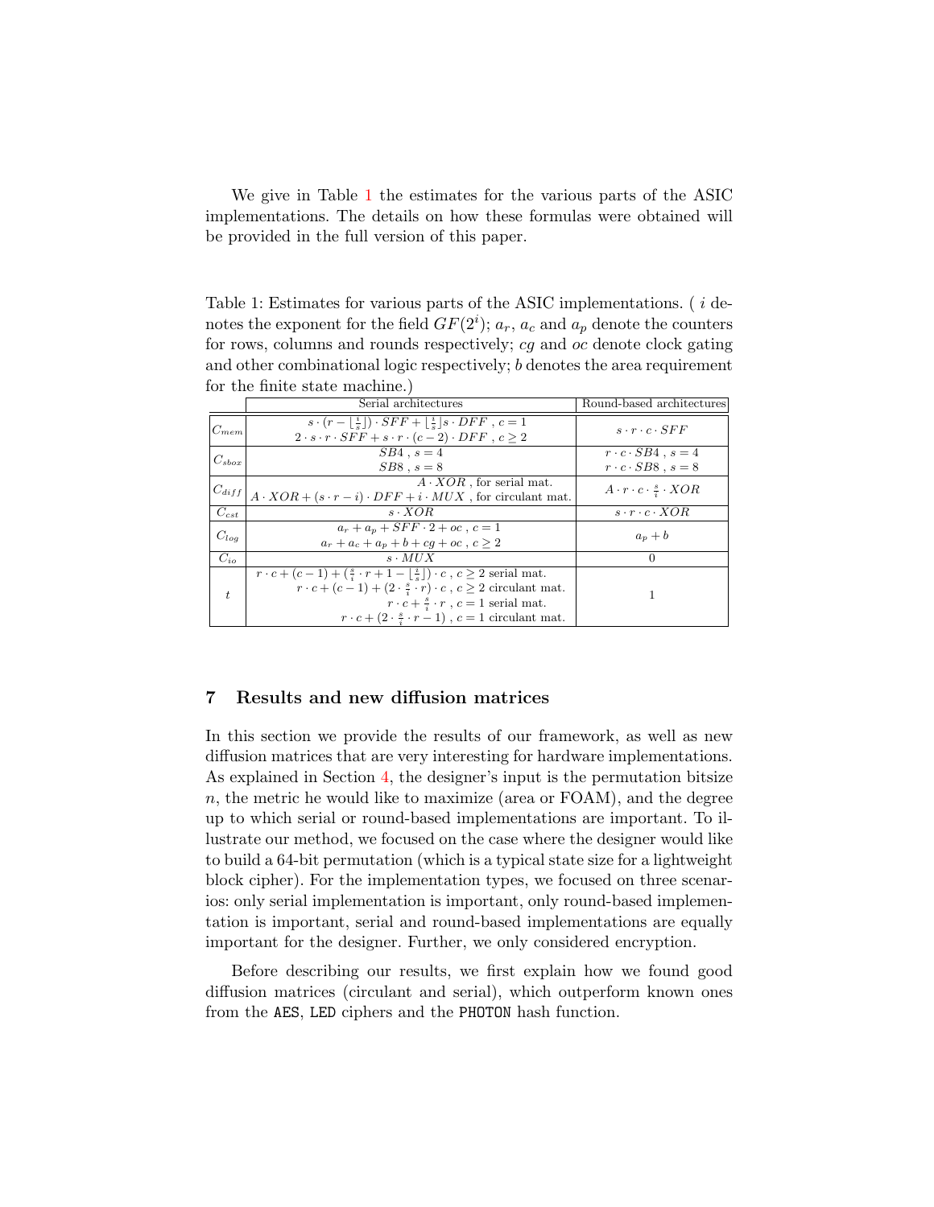We give in Table 1 the estimates for the various parts of the ASIC implementations. The details on how these formulas were obtained will be provided in the full version of this paper.

Table 1: Estimates for various parts of the ASIC implementations. ( $i$ denotes the exponent for the field $GF(2^i)$; $a_r$, $a_c$ and $a_p$ denote the counters for rows, columns and rounds respectively; $cg$ and $oc$ denote clock gating and other combinational logic respectively; $b$ denotes the area requirement for the finite state machine.)

| | Serial architectures | Round-based architectures |
|---|---|---|
| $C_{mem}$ | $s \cdot (r - \lfloor \frac{i}{s} \rfloor) \cdot SFF + \lfloor \frac{i}{s} \rfloor s \cdot DFF$ , $c = 1$ <br> $2 \cdot s \cdot r \cdot SFF + s \cdot r \cdot (c-2) \cdot DFF$ , $c \geq 2$ | $s \cdot r \cdot c \cdot SFF$ |
| $C_{sbox}$ | $SB4$ , $s = 4$ <br> $SB8$ , $s = 8$ | $r \cdot c \cdot SB4$ , $s = 4$ <br> $r \cdot c \cdot SB8$ , $s = 8$ |
| $C_{diff}$ | $A \cdot XOR$ , for serial mat. <br> $A \cdot XOR + (s \cdot r - i) \cdot DFF + i \cdot MUX$ , for circulant mat. | $A \cdot r \cdot c \cdot \frac{s}{i} \cdot XOR$ |
| $C_{cst}$ | $s \cdot XOR$ | $s \cdot r \cdot c \cdot XOR$ |
| $C_{log}$ | $a_r + a_p + SFF \cdot 2 + oc$ , $c = 1$ <br> $a_r + a_c + a_p + b + cg + oc$ , $c \geq 2$ | $a_p + b$ |
| $C_{io}$ | $s \cdot MUX$ | 0 |
| $t$ | $r \cdot c + (c-1) + (\frac{s}{i} \cdot r + 1 - \lfloor \frac{i}{s} \rfloor) \cdot c$ , $c \geq 2$ serial mat. <br> $r \cdot c + (c-1) + (2 \cdot \frac{s}{i} \cdot r) \cdot c$ , $c \geq 2$ circulant mat. <br> $r \cdot c + \frac{s}{i} \cdot r$ , $c = 1$ serial mat. <br> $r \cdot c + (2 \cdot \frac{s}{i} \cdot r - 1)$ , $c = 1$ circulant mat. | 1 |

## 7 Results and new diffusion matrices

In this section we provide the results of our framework, as well as new diffusion matrices that are very interesting for hardware implementations. As explained in Section 4, the designer's input is the permutation bitsize $n$, the metric he would like to maximize (area or FOAM), and the degree up to which serial or round-based implementations are important. To illustrate our method, we focused on the case where the designer would like to build a 64-bit permutation (which is a typical state size for a lightweight block cipher). For the implementation types, we focused on three scenarios: only serial implementation is important, only round-based implementation is important, serial and round-based implementations are equally important for the designer. Further, we only considered encryption.

Before describing our results, we first explain how we found good diffusion matrices (circulant and serial), which outperform known ones from the AES, LED ciphers and the PHOTON hash function.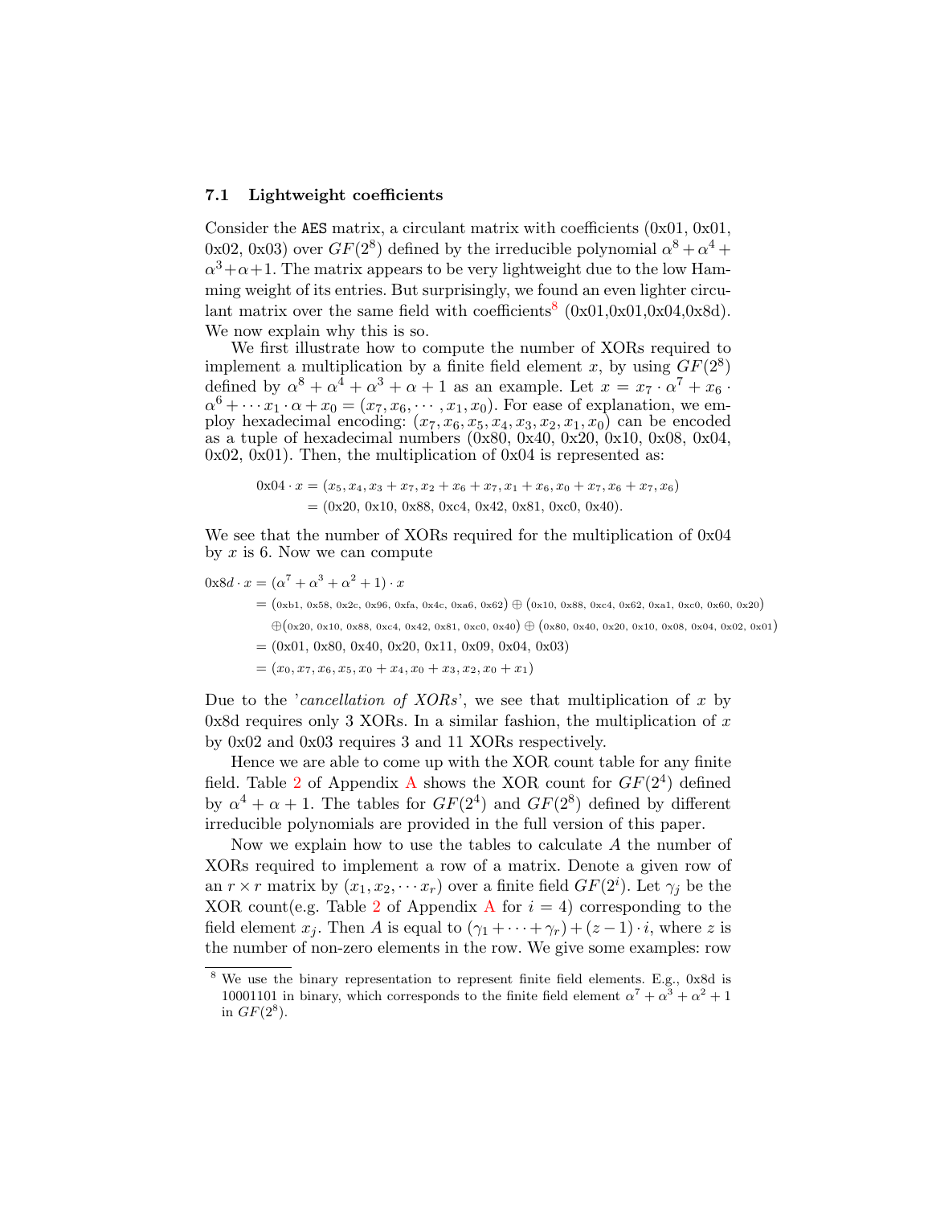### 7.1 Lightweight coefficients

Consider the AES matrix, a circulant matrix with coefficients (0x01, 0x01, 0x02, 0x03) over $GF(2^8)$ defined by the irreducible polynomial $\alpha^8+\alpha^4+\alpha^3+\alpha+1$. The matrix appears to be very lightweight due to the low Hamming weight of its entries. But surprisingly, we found an even lighter circulant matrix over the same field with coefficients[8] (0x01,0x01,0x04,0x8d). We now explain why this is so.

We first illustrate how to compute the number of XORs required to implement a multiplication by a finite field element $x$, by using $GF(2^8)$ defined by $\alpha^8+\alpha^4+\alpha^3+\alpha+1$ as an example. Let $x = x_7\cdot\alpha^7 + x_6\cdot\alpha^6 + \cdots x_1\cdot\alpha + x_0 = (x_7, x_6, \cdots, x_1, x_0)$. For ease of explanation, we employ hexadecimal encoding: $(x_7, x_6, x_5, x_4, x_3, x_2, x_1, x_0)$ can be encoded as a tuple of hexadecimal numbers (0x80, 0x40, 0x20, 0x10, 0x08, 0x04, 0x02, 0x01). Then, the multiplication of 0x04 is represented as:

$$
\begin{aligned}
\text{0x04}\cdot x &= (x_5, x_4, x_3+x_7, x_2+x_6+x_7, x_1+x_6, x_0+x_7, x_6+x_7, x_6)\\
&= (\text{0x20, 0x10, 0x88, 0xc4, 0x42, 0x81, 0xc0, 0x40}).
\end{aligned}
$$

We see that the number of XORs required for the multiplication of 0x04 by $x$ is 6. Now we can compute

$$
\begin{aligned}
\text{0x8}d\cdot x &= (\alpha^7+\alpha^3+\alpha^2+1)\cdot x\\
&= (\text{0xb1, 0x58, 0x2c, 0x96, 0xfa, 0x4c, 0xa6, 0x62}) \oplus (\text{0x10, 0x88, 0xc4, 0x62, 0xa1, 0xc0, 0x60, 0x20})\\
&\quad \oplus (\text{0x20, 0x10, 0x88, 0xc4, 0x42, 0x81, 0xc0, 0x40}) \oplus (\text{0x80, 0x40, 0x20, 0x10, 0x08, 0x04, 0x02, 0x01})\\
&= (\text{0x01, 0x80, 0x40, 0x20, 0x11, 0x09, 0x04, 0x03})\\
&= (x_0, x_7, x_6, x_5, x_0+x_4, x_0+x_3, x_2, x_0+x_1)
\end{aligned}
$$

Due to the '*cancellation of XORs*', we see that multiplication of $x$ by 0x8d requires only 3 XORs. In a similar fashion, the multiplication of $x$ by 0x02 and 0x03 requires 3 and 11 XORs respectively.

Hence we are able to come up with the XOR count table for any finite field. Table 2 of Appendix A shows the XOR count for $GF(2^4)$ defined by $\alpha^4+\alpha+1$. The tables for $GF(2^4)$ and $GF(2^8)$ defined by different irreducible polynomials are provided in the full version of this paper.

Now we explain how to use the tables to calculate $A$ the number of XORs required to implement a row of a matrix. Denote a given row of an $r\times r$ matrix by $(x_1, x_2, \cdots x_r)$ over a finite field $GF(2^i)$. Let $\gamma_j$ be the XOR count(e.g. Table 2 of Appendix A for $i=4$) corresponding to the field element $x_j$. Then $A$ is equal to $(\gamma_1+\cdots+\gamma_r)+(z-1)\cdot i$, where $z$ is the number of non-zero elements in the row. We give some examples: row

[8] We use the binary representation to represent finite field elements. E.g., 0x8d is 10001101 in binary, which corresponds to the finite field element $\alpha^7+\alpha^3+\alpha^2+1$ in $GF(2^8)$.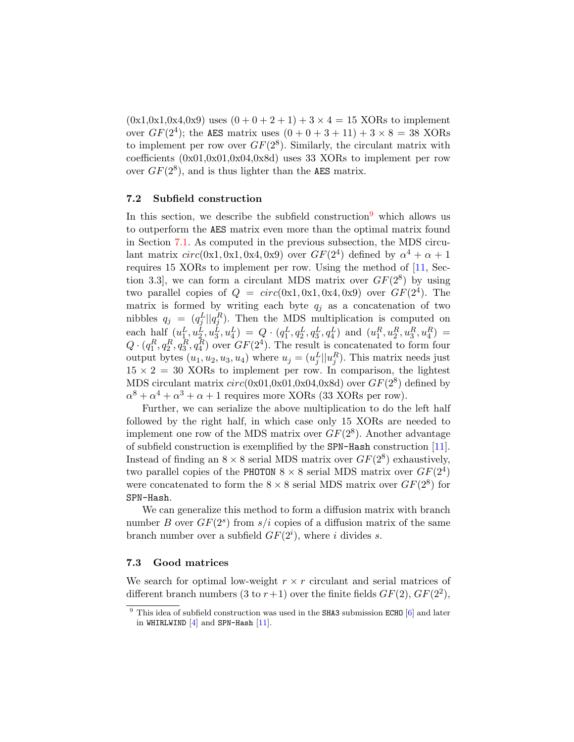(0x1,0x1,0x4,0x9) uses $(0+0+2+1)+3\times 4 = 15$ XORs to implement over $GF(2^4)$; the AES matrix uses $(0+0+3+11)+3\times 8 = 38$ XORs to implement per row over $GF(2^8)$. Similarly, the circulant matrix with coefficients (0x01,0x01,0x04,0x8d) uses 33 XORs to implement per row over $GF(2^8)$, and is thus lighter than the AES matrix.

### 7.2 Subfield construction

In this section, we describe the subfield construction[9] which allows us to outperform the AES matrix even more than the optimal matrix found in Section 7.1. As computed in the previous subsection, the MDS circulant matrix $circ(0x1, 0x1, 0x4, 0x9)$ over $GF(2^4)$ defined by $\alpha^4+\alpha+1$ requires 15 XORs to implement per row. Using the method of [11, Section 3.3], we can form a circulant MDS matrix over $GF(2^8)$ by using two parallel copies of $Q = circ(0x1, 0x1, 0x4, 0x9)$ over $GF(2^4)$. The matrix is formed by writing each byte $q_j$ as a concatenation of two nibbles $q_j = (q_j^L || q_j^R)$. Then the MDS multiplication is computed on each half $(u_1^L, u_2^L, u_3^L, u_4^L) = Q \cdot (q_1^L, q_2^L, q_3^L, q_4^L)$ and $(u_1^R, u_2^R, u_3^R, u_4^R) = Q \cdot (q_1^R, q_2^R, q_3^R, q_4^R)$ over $GF(2^4)$. The result is concatenated to form four output bytes $(u_1, u_2, u_3, u_4)$ where $u_j = (u_j^L || u_j^R)$. This matrix needs just $15 \times 2 = 30$ XORs to implement per row. In comparison, the lightest MDS circulant matrix $circ(0x01,0x01,0x04,0x8d)$ over $GF(2^8)$ defined by $\alpha^8+\alpha^4+\alpha^3+\alpha+1$ requires more XORs (33 XORs per row).

Further, we can serialize the above multiplication to do the left half followed by the right half, in which case only 15 XORs are needed to implement one row of the MDS matrix over $GF(2^8)$. Another advantage of subfield construction is exemplified by the SPN-Hash construction [11]. Instead of finding an $8\times 8$ serial MDS matrix over $GF(2^8)$ exhaustively, two parallel copies of the PHOTON $8\times 8$ serial MDS matrix over $GF(2^4)$ were concatenated to form the $8\times 8$ serial MDS matrix over $GF(2^8)$ for SPN-Hash.

We can generalize this method to form a diffusion matrix with branch number $B$ over $GF(2^s)$ from $s/i$ copies of a diffusion matrix of the same branch number over a subfield $GF(2^i)$, where $i$ divides $s$.

### 7.3 Good matrices

We search for optimal low-weight $r \times r$ circulant and serial matrices of different branch numbers (3 to $r+1$) over the finite fields $GF(2)$, $GF(2^2)$,

[9] This idea of subfield construction was used in the SHA3 submission ECHO [6] and later in WHIRLWIND [4] and SPN-Hash [11].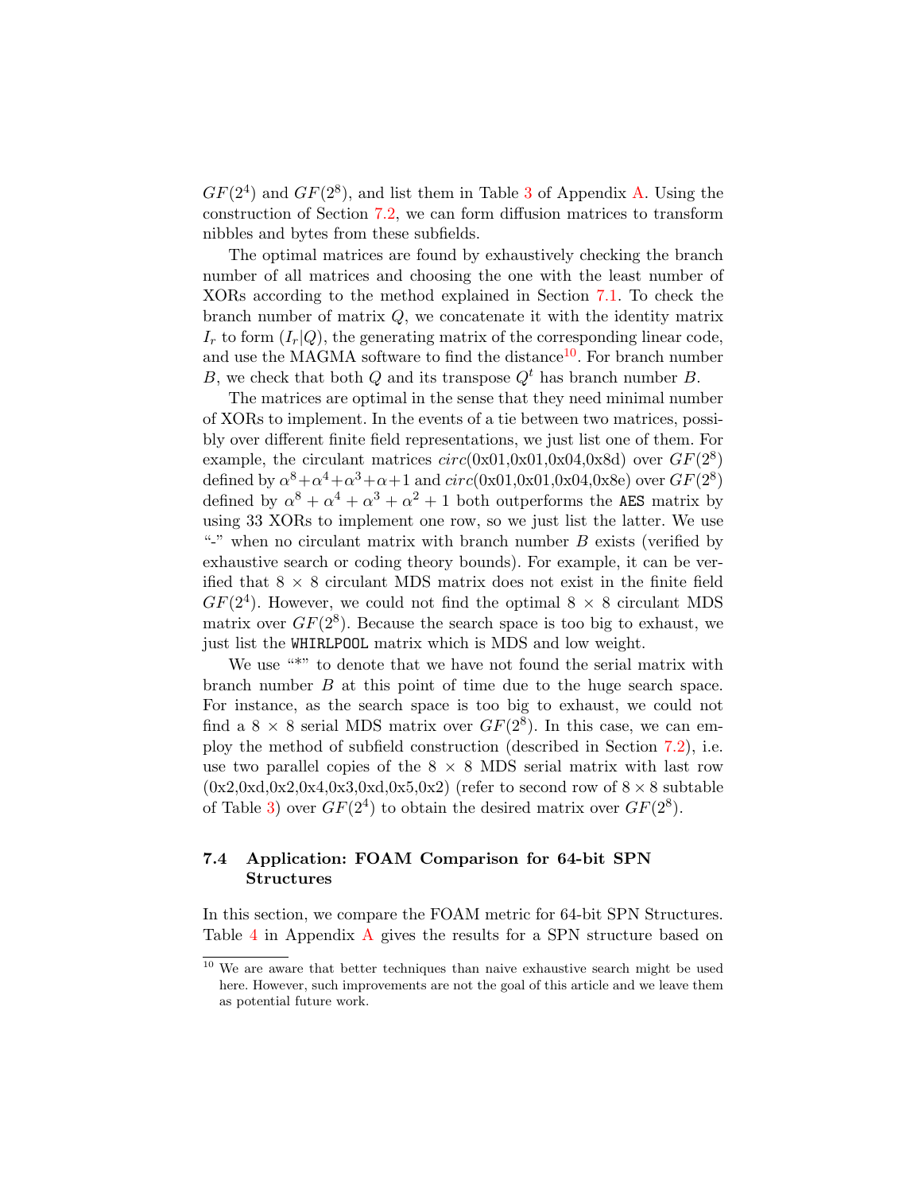$GF(2^4)$ and $GF(2^8)$, and list them in Table 3 of Appendix A. Using the construction of Section 7.2, we can form diffusion matrices to transform nibbles and bytes from these subfields.

The optimal matrices are found by exhaustively checking the branch number of all matrices and choosing the one with the least number of XORs according to the method explained in Section 7.1. To check the branch number of matrix $Q$, we concatenate it with the identity matrix $I_r$ to form $(I_r|Q)$, the generating matrix of the corresponding linear code, and use the MAGMA software to find the distance[10]. For branch number $B$, we check that both $Q$ and its transpose $Q^t$ has branch number $B$.

The matrices are optimal in the sense that they need minimal number of XORs to implement. In the events of a tie between two matrices, possibly over different finite field representations, we just list one of them. For example, the circulant matrices $circ$(0x01,0x01,0x04,0x8d) over $GF(2^8)$ defined by $\alpha^8+\alpha^4+\alpha^3+\alpha+1$ and $circ$(0x01,0x01,0x04,0x8e) over $GF(2^8)$ defined by $\alpha^8+\alpha^4+\alpha^3+\alpha^2+1$ both outperforms the AES matrix by using 33 XORs to implement one row, so we just list the latter. We use "-" when no circulant matrix with branch number $B$ exists (verified by exhaustive search or coding theory bounds). For example, it can be verified that $8 \times 8$ circulant MDS matrix does not exist in the finite field $GF(2^4)$. However, we could not find the optimal $8 \times 8$ circulant MDS matrix over $GF(2^8)$. Because the search space is too big to exhaust, we just list the WHIRLPOOL matrix which is MDS and low weight.

We use "*" to denote that we have not found the serial matrix with branch number $B$ at this point of time due to the huge search space. For instance, as the search space is too big to exhaust, we could not find a $8 \times 8$ serial MDS matrix over $GF(2^8)$. In this case, we can employ the method of subfield construction (described in Section 7.2), i.e. use two parallel copies of the $8 \times 8$ MDS serial matrix with last row (0x2,0xd,0x2,0x4,0x3,0xd,0x5,0x2) (refer to second row of $8 \times 8$ subtable of Table 3) over $GF(2^4)$ to obtain the desired matrix over $GF(2^8)$.

### 7.4 Application: FOAM Comparison for 64-bit SPN Structures

In this section, we compare the FOAM metric for 64-bit SPN Structures. Table 4 in Appendix A gives the results for a SPN structure based on

[10] We are aware that better techniques than naive exhaustive search might be used here. However, such improvements are not the goal of this article and we leave them as potential future work.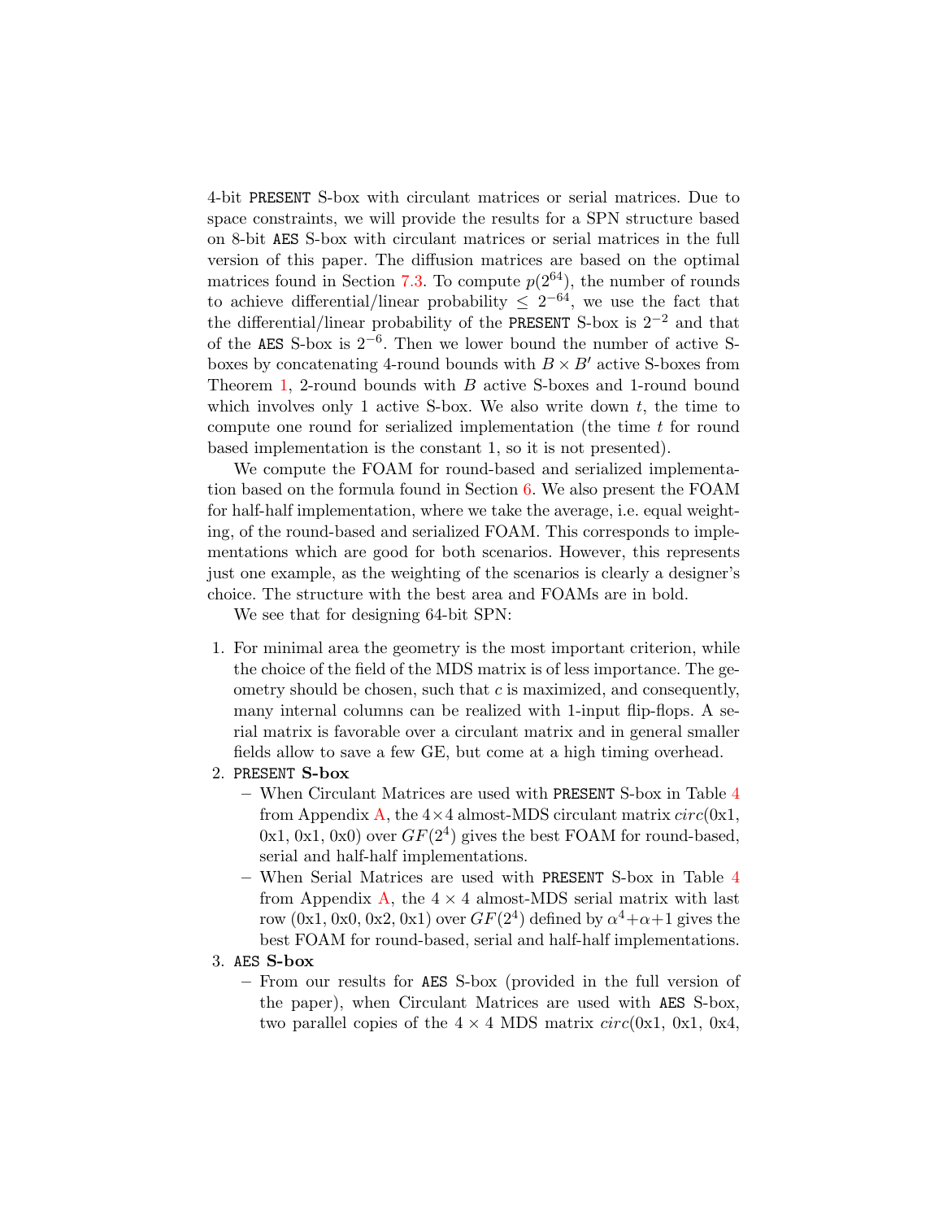4-bit PRESENT S-box with circulant matrices or serial matrices. Due to space constraints, we will provide the results for a SPN structure based on 8-bit AES S-box with circulant matrices or serial matrices in the full version of this paper. The diffusion matrices are based on the optimal matrices found in Section 7.3. To compute $p(2^{64})$, the number of rounds to achieve differential/linear probability $\leq 2^{-64}$, we use the fact that the differential/linear probability of the PRESENT S-box is $2^{-2}$ and that of the AES S-box is $2^{-6}$. Then we lower bound the number of active S-boxes by concatenating 4-round bounds with $B \times B'$ active S-boxes from Theorem 1, 2-round bounds with $B$ active S-boxes and 1-round bound which involves only 1 active S-box. We also write down $t$, the time to compute one round for serialized implementation (the time $t$ for round based implementation is the constant 1, so it is not presented).

We compute the FOAM for round-based and serialized implementation based on the formula found in Section 6. We also present the FOAM for half-half implementation, where we take the average, i.e. equal weighting, of the round-based and serialized FOAM. This corresponds to implementations which are good for both scenarios. However, this represents just one example, as the weighting of the scenarios is clearly a designer's choice. The structure with the best area and FOAMs are in bold.

We see that for designing 64-bit SPN:

1. For minimal area the geometry is the most important criterion, while the choice of the field of the MDS matrix is of less importance. The geometry should be chosen, such that $c$ is maximized, and consequently, many internal columns can be realized with 1-input flip-flops. A serial matrix is favorable over a circulant matrix and in general smaller fields allow to save a few GE, but come at a high timing overhead.
2. PRESENT **S-box**
   - When Circulant Matrices are used with PRESENT S-box in Table 4 from Appendix A, the $4 \times 4$ almost-MDS circulant matrix $circ$(0x1, 0x1, 0x1, 0x0) over $GF(2^4)$ gives the best FOAM for round-based, serial and half-half implementations.
   - When Serial Matrices are used with PRESENT S-box in Table 4 from Appendix A, the $4 \times 4$ almost-MDS serial matrix with last row (0x1, 0x0, 0x2, 0x1) over $GF(2^4)$ defined by $\alpha^4 + \alpha + 1$ gives the best FOAM for round-based, serial and half-half implementations.
3. AES **S-box**
   - From our results for AES S-box (provided in the full version of the paper), when Circulant Matrices are used with AES S-box, two parallel copies of the $4 \times 4$ MDS matrix $circ$(0x1, 0x1, 0x4,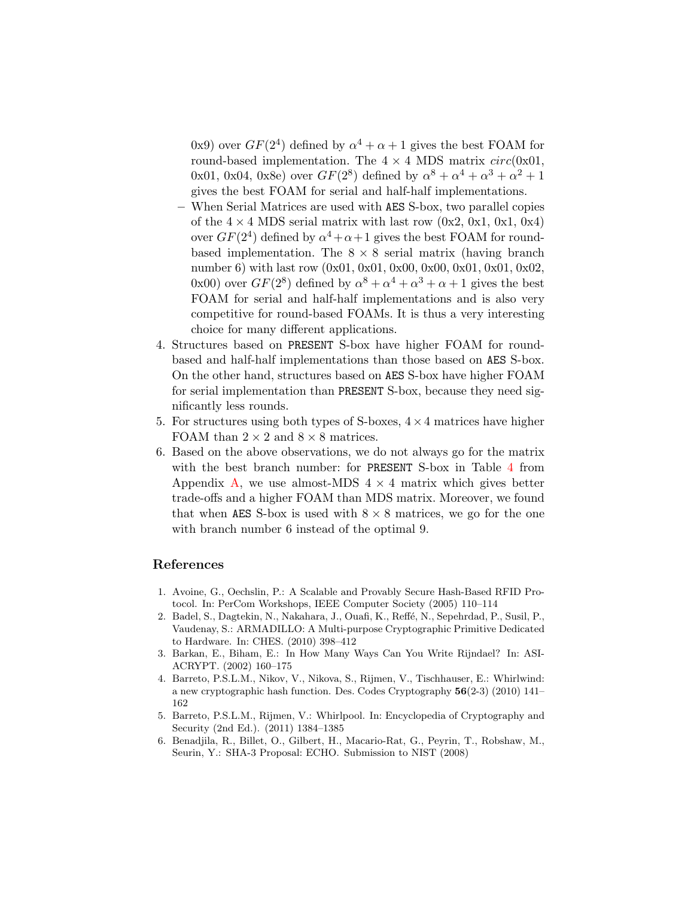0x9) over $GF(2^4)$ defined by $\alpha^4 + \alpha + 1$ gives the best FOAM for round-based implementation. The $4 \times 4$ MDS matrix $circ$(0x01, 0x01, 0x04, 0x8e) over $GF(2^8)$ defined by $\alpha^8 + \alpha^4 + \alpha^3 + \alpha^2 + 1$ gives the best FOAM for serial and half-half implementations.

   – When Serial Matrices are used with `AES` S-box, two parallel copies of the $4 \times 4$ MDS serial matrix with last row (0x2, 0x1, 0x1, 0x4) over $GF(2^4)$ defined by $\alpha^4 + \alpha + 1$ gives the best FOAM for round-based implementation. The $8 \times 8$ serial matrix (having branch number 6) with last row (0x01, 0x01, 0x00, 0x00, 0x01, 0x01, 0x02, 0x00) over $GF(2^8)$ defined by $\alpha^8 + \alpha^4 + \alpha^3 + \alpha + 1$ gives the best FOAM for serial and half-half implementations and is also very competitive for round-based FOAMs. It is thus a very interesting choice for many different applications.

4. Structures based on `PRESENT` S-box have higher FOAM for round-based and half-half implementations than those based on `AES` S-box. On the other hand, structures based on `AES` S-box have higher FOAM for serial implementation than `PRESENT` S-box, because they need significantly less rounds.
5. For structures using both types of S-boxes, $4 \times 4$ matrices have higher FOAM than $2 \times 2$ and $8 \times 8$ matrices.
6. Based on the above observations, we do not always go for the matrix with the best branch number: for `PRESENT` S-box in Table 4 from Appendix A, we use almost-MDS $4 \times 4$ matrix which gives better trade-offs and a higher FOAM than MDS matrix. Moreover, we found that when `AES` S-box is used with $8 \times 8$ matrices, we go for the one with branch number 6 instead of the optimal 9.

## References

1. Avoine, G., Oechslin, P.: A Scalable and Provably Secure Hash-Based RFID Protocol. In: PerCom Workshops, IEEE Computer Society (2005) 110–114
2. Badel, S., Dagtekin, N., Nakahara, J., Ouafi, K., Reffé, N., Sepehrdad, P., Susil, P., Vaudenay, S.: ARMADILLO: A Multi-purpose Cryptographic Primitive Dedicated to Hardware. In: CHES. (2010) 398–412
3. Barkan, E., Biham, E.: In How Many Ways Can You Write Rijndael? In: ASIACRYPT. (2002) 160–175
4. Barreto, P.S.L.M., Nikov, V., Nikova, S., Rijmen, V., Tischhauser, E.: Whirlwind: a new cryptographic hash function. Des. Codes Cryptography **56**(2-3) (2010) 141–162
5. Barreto, P.S.L.M., Rijmen, V.: Whirlpool. In: Encyclopedia of Cryptography and Security (2nd Ed.). (2011) 1384–1385
6. Benadjila, R., Billet, O., Gilbert, H., Macario-Rat, G., Peyrin, T., Robshaw, M., Seurin, Y.: SHA-3 Proposal: ECHO. Submission to NIST (2008)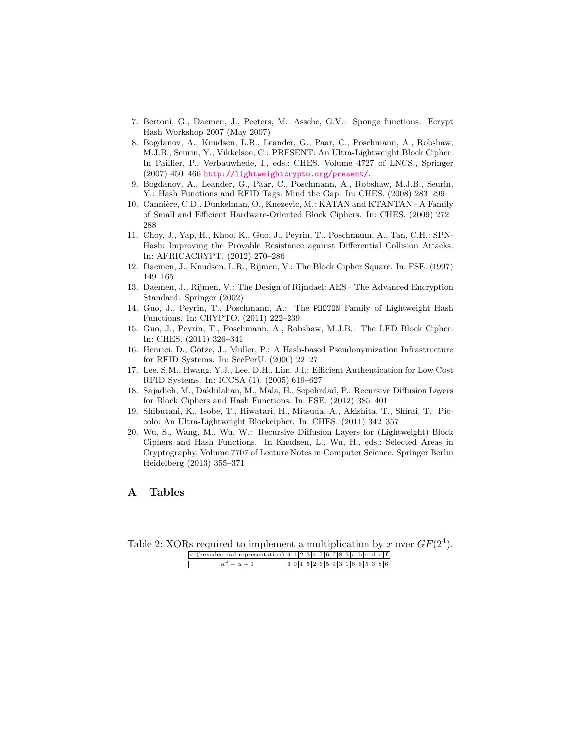7. Bertoni, G., Daemen, J., Peeters, M., Assche, G.V.: Sponge functions. Ecrypt Hash Workshop 2007 (May 2007)
8. Bogdanov, A., Knudsen, L.R., Leander, G., Paar, C., Poschmann, A., Robshaw, M.J.B., Seurin, Y., Vikkelsoe, C.: PRESENT: An Ultra-Lightweight Block Cipher. In Paillier, P., Verbauwhede, I., eds.: CHES. Volume 4727 of LNCS., Springer (2007) 450–466 http://lightweightcrypto.org/present/.
9. Bogdanov, A., Leander, G., Paar, C., Poschmann, A., Robshaw, M.J.B., Seurin, Y.: Hash Functions and RFID Tags: Mind the Gap. In: CHES. (2008) 283–299
10. Cannière, C.D., Dunkelman, O., Knezevic, M.: KATAN and KTANTAN - A Family of Small and Efficient Hardware-Oriented Block Ciphers. In: CHES. (2009) 272–288
11. Choy, J., Yap, H., Khoo, K., Guo, J., Peyrin, T., Poschmann, A., Tan, C.H.: SPN-Hash: Improving the Provable Resistance against Differential Collision Attacks. In: AFRICACRYPT. (2012) 270–286
12. Daemen, J., Knudsen, L.R., Rijmen, V.: The Block Cipher Square. In: FSE. (1997) 149–165
13. Daemen, J., Rijmen, V.: The Design of Rijndael: AES - The Advanced Encryption Standard. Springer (2002)
14. Guo, J., Peyrin, T., Poschmann, A.: The PHOTON Family of Lightweight Hash Functions. In: CRYPTO. (2011) 222–239
15. Guo, J., Peyrin, T., Poschmann, A., Robshaw, M.J.B.: The LED Block Cipher. In: CHES. (2011) 326–341
16. Henrici, D., Götze, J., Müller, P.: A Hash-based Pseudonymization Infrastructure for RFID Systems. In: SecPerU. (2006) 22–27
17. Lee, S.M., Hwang, Y.J., Lee, D.H., Lim, J.I.: Efficient Authentication for Low-Cost RFID Systems. In: ICCSA (1). (2005) 619–627
18. Sajadieh, M., Dakhilalian, M., Mala, H., Sepehrdad, P.: Recursive Diffusion Layers for Block Ciphers and Hash Functions. In: FSE. (2012) 385–401
19. Shibutani, K., Isobe, T., Hiwatari, H., Mitsuda, A., Akishita, T., Shirai, T.: Piccolo: An Ultra-Lightweight Blockcipher. In: CHES. (2011) 342–357
20. Wu, S., Wang, M., Wu, W.: Recursive Diffusion Layers for (Lightweight) Block Ciphers and Hash Functions. In Knudsen, L., Wu, H., eds.: Selected Areas in Cryptography. Volume 7707 of Lecture Notes in Computer Science. Springer Berlin Heidelberg (2013) 355–371

# A Tables

Table 2: XORs required to implement a multiplication by $x$ over $GF(2^4)$.

| $x$ (hexadecimal representation) | 0 | 1 | 2 | 3 | 4 | 5 | 6 | 7 | 8 | 9 | a | b | c | d | e | f |
|---|---|---|---|---|---|---|---|---|---|---|---|---|---|---|---|---|
| $\alpha^4 + \alpha + 1$ | 0 | 0 | 1 | 5 | 2 | 6 | 5 | 9 | 3 | 1 | 8 | 6 | 5 | 3 | 8 | 6 |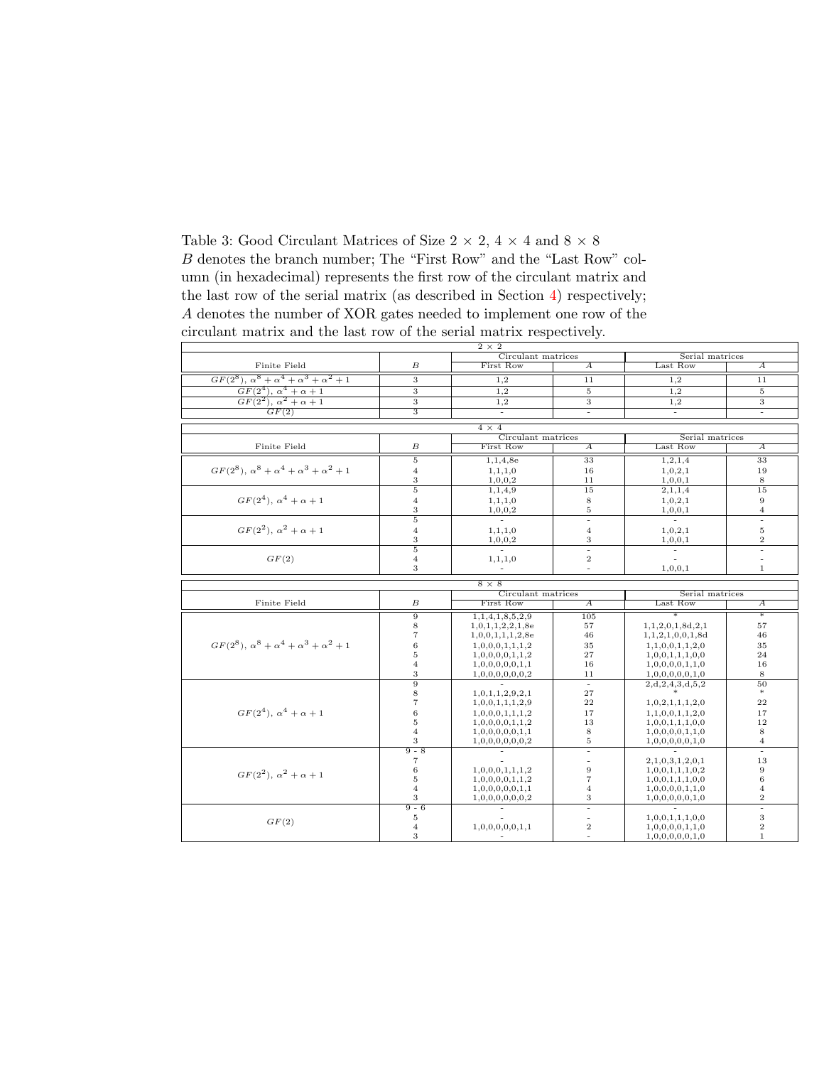Table 3: Good Circulant Matrices of Size $2 \times 2$, $4 \times 4$ and $8 \times 8$
$B$ denotes the branch number; The "First Row" and the "Last Row" column (in hexadecimal) represents the first row of the circulant matrix and the last row of the serial matrix (as described in Section 4) respectively; $A$ denotes the number of XOR gates needed to implement one row of the circulant matrix and the last row of the serial matrix respectively.

**$2 \times 2$**

| Finite Field | $B$ | Circulant matrices: First Row | Circulant matrices: $A$ | Serial matrices: Last Row | Serial matrices: $A$ |
|---|---|---|---|---|---|
| $GF(2^8)$, $\alpha^8+\alpha^4+\alpha^3+\alpha^2+1$ | 3 | 1,2 | 11 | 1,2 | 11 |
| $GF(2^4)$, $\alpha^4+\alpha+1$ | 3 | 1,2 | 5 | 1,2 | 5 |
| $GF(2^2)$, $\alpha^2+\alpha+1$ | 3 | 1,2 | 3 | 1,2 | 3 |
| $GF(2)$ | 3 | - | - | - | - |

**$4 \times 4$**

| Finite Field | $B$ | Circulant matrices: First Row | Circulant matrices: $A$ | Serial matrices: Last Row | Serial matrices: $A$ |
|---|---|---|---|---|---|
| $GF(2^8)$, $\alpha^8+\alpha^4+\alpha^3+\alpha^2+1$ | 5 | 1,1,4,8e | 33 | 1,2,1,4 | 33 |
| | 4 | 1,1,1,0 | 16 | 1,0,2,1 | 19 |
| | 3 | 1,0,0,2 | 11 | 1,0,0,1 | 8 |
| $GF(2^4)$, $\alpha^4+\alpha+1$ | 5 | 1,1,4,9 | 15 | 2,1,1,4 | 15 |
| | 4 | 1,1,1,0 | 8 | 1,0,2,1 | 9 |
| | 3 | 1,0,0,2 | 5 | 1,0,0,1 | 4 |
| $GF(2^2)$, $\alpha^2+\alpha+1$ | 5 | - | - | - | - |
| | 4 | 1,1,1,0 | 4 | 1,0,2,1 | 5 |
| | 3 | 1,0,0,2 | 3 | 1,0,0,1 | 2 |
| $GF(2)$ | 5 | - | - | - | - |
| | 4 | 1,1,1,0 | 2 | - | - |
| | 3 | - | - | 1,0,0,1 | 1 |

**$8 \times 8$**

| Finite Field | $B$ | Circulant matrices: First Row | Circulant matrices: $A$ | Serial matrices: Last Row | Serial matrices: $A$ |
|---|---|---|---|---|---|
| $GF(2^8)$, $\alpha^8+\alpha^4+\alpha^3+\alpha^2+1$ | 9 | 1,1,4,1,8,5,2,9 | 105 | * | * |
| | 8 | 1,0,1,1,2,2,1,8e | 57 | 1,1,2,0,1,8d,2,1 | 57 |
| | 7 | 1,0,0,1,1,1,2,8e | 46 | 1,1,2,1,0,0,1,8d | 46 |
| | 6 | 1,0,0,0,1,1,1,2 | 35 | 1,1,0,0,1,1,2,0 | 35 |
| | 5 | 1,0,0,0,0,1,1,2 | 27 | 1,0,0,1,1,1,0,0 | 24 |
| | 4 | 1,0,0,0,0,0,1,1 | 16 | 1,0,0,0,0,1,1,0 | 16 |
| | 3 | 1,0,0,0,0,0,0,2 | 11 | 1,0,0,0,0,0,1,0 | 8 |
| $GF(2^4)$, $\alpha^4+\alpha+1$ | 9 | - | - | 2,d,2,4,3,d,5,2 | 50 |
| | 8 | 1,0,1,1,2,9,2,1 | 27 | * | * |
| | 7 | 1,0,0,1,1,1,2,9 | 22 | 1,0,2,1,1,1,2,0 | 22 |
| | 6 | 1,0,0,0,1,1,1,2 | 17 | 1,1,0,0,1,1,2,0 | 17 |
| | 5 | 1,0,0,0,0,1,1,2 | 13 | 1,0,0,1,1,1,0,0 | 12 |
| | 4 | 1,0,0,0,0,0,1,1 | 8 | 1,0,0,0,0,1,1,0 | 8 |
| | 3 | 1,0,0,0,0,0,0,2 | 5 | 1,0,0,0,0,0,1,0 | 4 |
| $GF(2^2)$, $\alpha^2+\alpha+1$ | 9 - 8 | - | - | - | - |
| | 7 | - | - | 2,1,0,3,1,2,0,1 | 13 |
| | 6 | 1,0,0,0,1,1,1,2 | 9 | 1,0,0,1,1,1,0,2 | 9 |
| | 5 | 1,0,0,0,0,1,1,2 | 7 | 1,0,0,1,1,1,0,0 | 6 |
| | 4 | 1,0,0,0,0,0,1,1 | 4 | 1,0,0,0,0,1,1,0 | 4 |
| | 3 | 1,0,0,0,0,0,0,2 | 3 | 1,0,0,0,0,0,1,0 | 2 |
| $GF(2)$ | 9 - 6 | - | - | - | - |
| | 5 | - | - | 1,0,0,1,1,1,0,0 | 3 |
| | 4 | 1,0,0,0,0,0,1,1 | 2 | 1,0,0,0,0,1,1,0 | 2 |
| | 3 | - | - | 1,0,0,0,0,0,1,0 | 1 |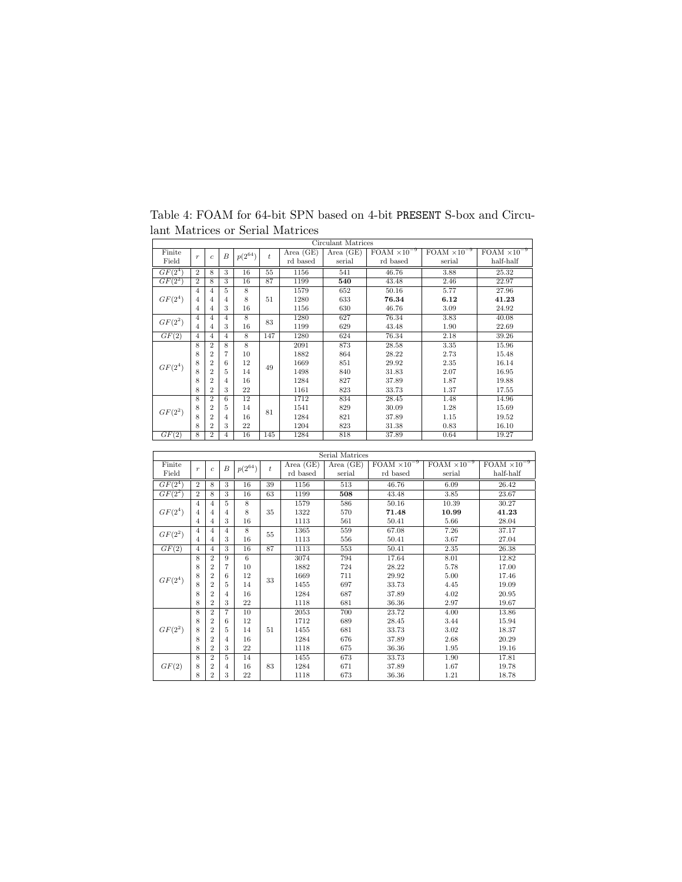Table 4: FOAM for 64-bit SPN based on 4-bit PRESENT S-box and Circulant Matrices or Serial Matrices

| Circulant Matrices | | | | | | | | | | |
|---|---|---|---|---|---|---|---|---|---|---|
| Finite Field | $r$ | $c$ | $B$ | $p(2^{64})$ | $t$ | Area (GE) rd based | Area (GE) serial | FOAM $\times 10^{-9}$ rd based | FOAM $\times 10^{-9}$ serial | FOAM $\times 10^{-9}$ half-half |
| $GF(2^4)$ | 2 | 8 | 3 | 16 | 55 | 1156 | 541 | 46.76 | 3.88 | 25.32 |
| $GF(2^2)$ | 2 | 8 | 3 | 16 | 87 | 1199 | **540** | 43.48 | 2.46 | 22.97 |
| $GF(2^4)$ | 4 | 4 | 5 | 8 | 51 | 1579 | 652 | 50.16 | 5.77 | 27.96 |
| | 4 | 4 | 4 | 8 | | 1280 | 633 | **76.34** | **6.12** | **41.23** |
| | 4 | 4 | 3 | 16 | | 1156 | 630 | 46.76 | 3.09 | 24.92 |
| $GF(2^2)$ | 4 | 4 | 4 | 8 | 83 | 1280 | 627 | 76.34 | 3.83 | 40.08 |
| | 4 | 4 | 3 | 16 | | 1199 | 629 | 43.48 | 1.90 | 22.69 |
| $GF(2)$ | 4 | 4 | 4 | 8 | 147 | 1280 | 624 | 76.34 | 2.18 | 39.26 |
| $GF(2^4)$ | 8 | 2 | 8 | 8 | 49 | 2091 | 873 | 28.58 | 3.35 | 15.96 |
| | 8 | 2 | 7 | 10 | | 1882 | 864 | 28.22 | 2.73 | 15.48 |
| | 8 | 2 | 6 | 12 | | 1669 | 851 | 29.92 | 2.35 | 16.14 |
| | 8 | 2 | 5 | 14 | | 1498 | 840 | 31.83 | 2.07 | 16.95 |
| | 8 | 2 | 4 | 16 | | 1284 | 827 | 37.89 | 1.87 | 19.88 |
| | 8 | 2 | 3 | 22 | | 1161 | 823 | 33.73 | 1.37 | 17.55 |
| $GF(2^2)$ | 8 | 2 | 6 | 12 | 81 | 1712 | 834 | 28.45 | 1.48 | 14.96 |
| | 8 | 2 | 5 | 14 | | 1541 | 829 | 30.09 | 1.28 | 15.69 |
| | 8 | 2 | 4 | 16 | | 1284 | 821 | 37.89 | 1.15 | 19.52 |
| | 8 | 2 | 3 | 22 | | 1204 | 823 | 31.38 | 0.83 | 16.10 |
| $GF(2)$ | 8 | 2 | 4 | 16 | 145 | 1284 | 818 | 37.89 | 0.64 | 19.27 |

| Serial Matrices | | | | | | | | | | |
|---|---|---|---|---|---|---|---|---|---|---|
| Finite Field | $r$ | $c$ | $B$ | $p(2^{64})$ | $t$ | Area (GE) rd based | Area (GE) serial | FOAM $\times 10^{-9}$ rd based | FOAM $\times 10^{-9}$ serial | FOAM $\times 10^{-9}$ half-half |
| $GF(2^4)$ | 2 | 8 | 3 | 16 | 39 | 1156 | 513 | 46.76 | 6.09 | 26.42 |
| $GF(2^2)$ | 2 | 8 | 3 | 16 | 63 | 1199 | **508** | 43.48 | 3.85 | 23.67 |
| $GF(2^4)$ | 4 | 4 | 5 | 8 | 35 | 1579 | 586 | 50.16 | 10.39 | 30.27 |
| | 4 | 4 | 4 | 8 | | 1322 | 570 | **71.48** | **10.99** | **41.23** |
| | 4 | 4 | 3 | 16 | | 1113 | 561 | 50.41 | 5.66 | 28.04 |
| $GF(2^2)$ | 4 | 4 | 4 | 8 | 55 | 1365 | 559 | 67.08 | 7.26 | 37.17 |
| | 4 | 4 | 3 | 16 | | 1113 | 556 | 50.41 | 3.67 | 27.04 |
| $GF(2)$ | 4 | 4 | 3 | 16 | 87 | 1113 | 553 | 50.41 | 2.35 | 26.38 |
| $GF(2^4)$ | 8 | 2 | 9 | 6 | 33 | 3074 | 794 | 17.64 | 8.01 | 12.82 |
| | 8 | 2 | 7 | 10 | | 1882 | 724 | 28.22 | 5.78 | 17.00 |
| | 8 | 2 | 6 | 12 | | 1669 | 711 | 29.92 | 5.00 | 17.46 |
| | 8 | 2 | 5 | 14 | | 1455 | 697 | 33.73 | 4.45 | 19.09 |
| | 8 | 2 | 4 | 16 | | 1284 | 687 | 37.89 | 4.02 | 20.95 |
| | 8 | 2 | 3 | 22 | | 1118 | 681 | 36.36 | 2.97 | 19.67 |
| $GF(2^2)$ | 8 | 2 | 7 | 10 | 51 | 2053 | 700 | 23.72 | 4.00 | 13.86 |
| | 8 | 2 | 6 | 12 | | 1712 | 689 | 28.45 | 3.44 | 15.94 |
| | 8 | 2 | 5 | 14 | | 1455 | 681 | 33.73 | 3.02 | 18.37 |
| | 8 | 2 | 4 | 16 | | 1284 | 676 | 37.89 | 2.68 | 20.29 |
| | 8 | 2 | 3 | 22 | | 1118 | 675 | 36.36 | 1.95 | 19.16 |
| $GF(2)$ | 8 | 2 | 5 | 14 | 83 | 1455 | 673 | 33.73 | 1.90 | 17.81 |
| | 8 | 2 | 4 | 16 | | 1284 | 671 | 37.89 | 1.67 | 19.78 |
| | 8 | 2 | 3 | 22 | | 1118 | 673 | 36.36 | 1.21 | 18.78 |